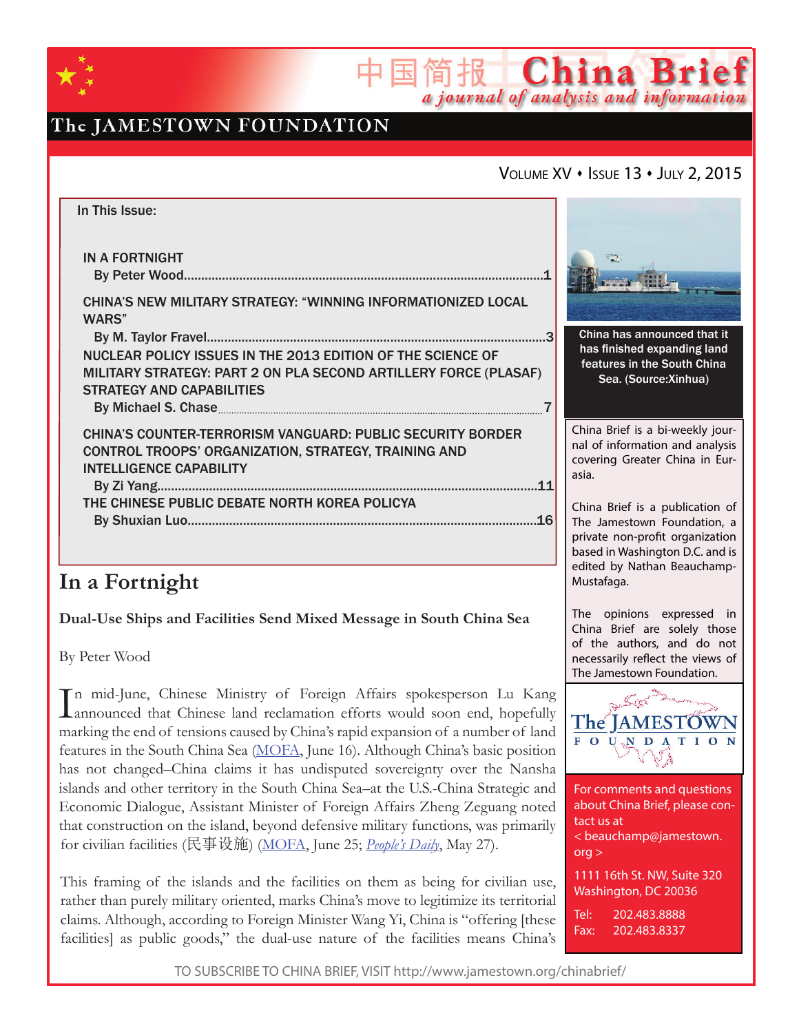# China Brief

中国简报 China Brief
*a journal of analysis and information*

The JAMESTOWN FOUNDATION

Volume XV • Issue 13 • July 2, 2015

**In This Issue:**

IN A FORTNIGHT
By Peter Wood......1

CHINA'S NEW MILITARY STRATEGY: "WINNING INFORMATIONIZED LOCAL WARS"
By M. Taylor Fravel......3

NUCLEAR POLICY ISSUES IN THE 2013 EDITION OF THE SCIENCE OF MILITARY STRATEGY: PART 2 ON PLA SECOND ARTILLERY FORCE (PLASAF) STRATEGY AND CAPABILITIES
By Michael S. Chase......7

CHINA'S COUNTER-TERRORISM VANGUARD: PUBLIC SECURITY BORDER CONTROL TROOPS' ORGANIZATION, STRATEGY, TRAINING AND INTELLIGENCE CAPABILITY
By Zi Yang......11

THE CHINESE PUBLIC DEBATE NORTH KOREA POLICYA
By Shuxian Luo......16

China has announced that it has finished expanding land features in the South China Sea. (Source:Xinhua)

China Brief is a bi-weekly journal of information and analysis covering Greater China in Eurasia.

China Brief is a publication of The Jamestown Foundation, a private non-profit organization based in Washington D.C. and is edited by Nathan Beauchamp-Mustafaga.

The opinions expressed in China Brief are solely those of the authors, and do not necessarily reflect the views of The Jamestown Foundation.

For comments and questions about China Brief, please contact us at < beauchamp@jamestown.org >

1111 16th St. NW, Suite 320
Washington, DC 20036

Tel: 202.483.8888
Fax: 202.483.8337

## In a Fortnight

### Dual-Use Ships and Facilities Send Mixed Message in South China Sea

By Peter Wood

In mid-June, Chinese Ministry of Foreign Affairs spokesperson Lu Kang announced that Chinese land reclamation efforts would soon end, hopefully marking the end of tensions caused by China's rapid expansion of a number of land features in the South China Sea (MOFA, June 16). Although China's basic position has not changed–China claims it has undisputed sovereignty over the Nansha islands and other territory in the South China Sea–at the U.S.-China Strategic and Economic Dialogue, Assistant Minister of Foreign Affairs Zheng Zeguang noted that construction on the island, beyond defensive military functions, was primarily for civilian facilities (民事设施) (MOFA, June 25; *People's Daily*, May 27).

This framing of the islands and the facilities on them as being for civilian use, rather than purely military oriented, marks China's move to legitimize its territorial claims. Although, according to Foreign Minister Wang Yi, China is "offering [these facilities] as public goods," the dual-use nature of the facilities means China's

TO SUBSCRIBE TO CHINA BRIEF, VISIT http://www.jamestown.org/chinabrief/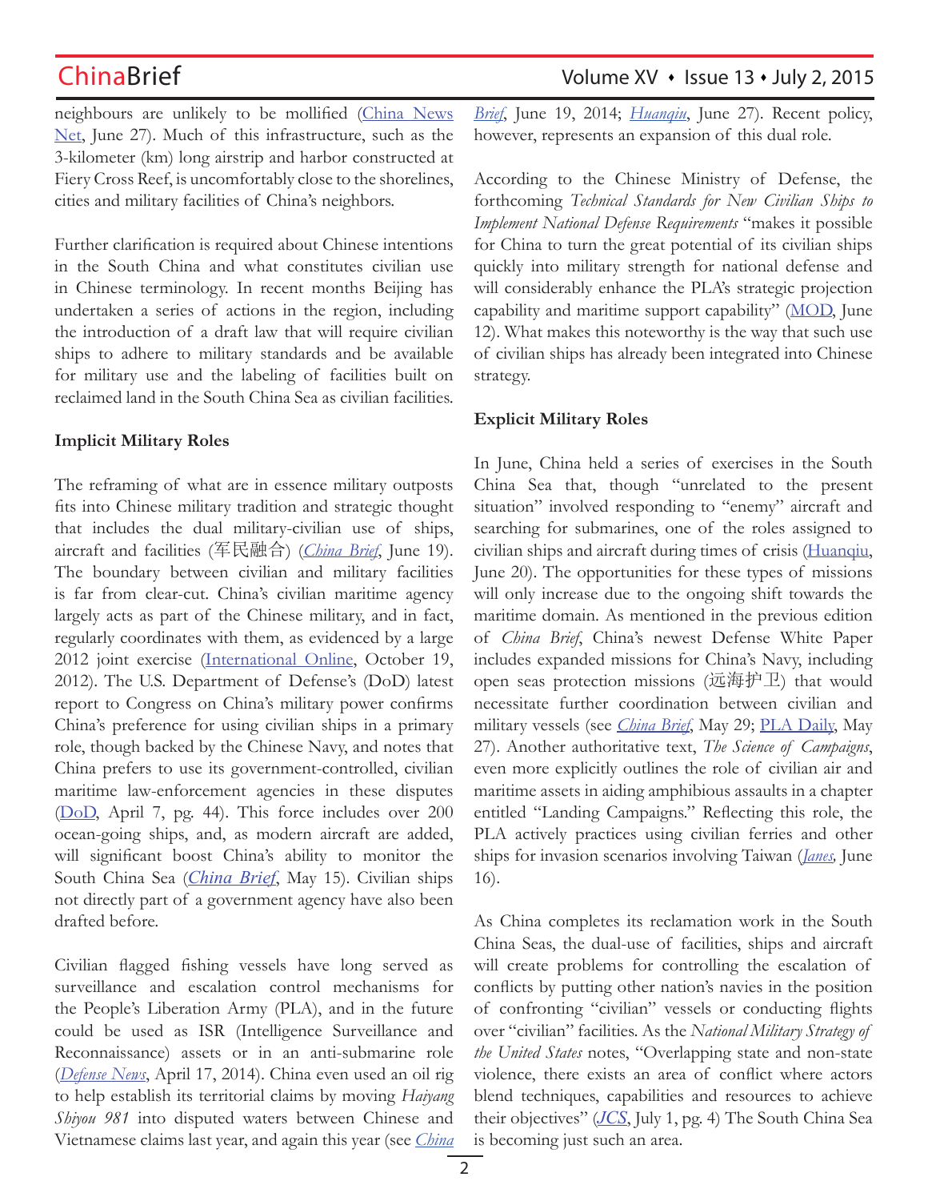neighbours are unlikely to be mollified (China News Net, June 27). Much of this infrastructure, such as the 3-kilometer (km) long airstrip and harbor constructed at Fiery Cross Reef, is uncomfortably close to the shorelines, cities and military facilities of China's neighbors.

Further clarification is required about Chinese intentions in the South China and what constitutes civilian use in Chinese terminology. In recent months Beijing has undertaken a series of actions in the region, including the introduction of a draft law that will require civilian ships to adhere to military standards and be available for military use and the labeling of facilities built on reclaimed land in the South China Sea as civilian facilities.

### Implicit Military Roles

The reframing of what are in essence military outposts fits into Chinese military tradition and strategic thought that includes the dual military-civilian use of ships, aircraft and facilities (军民融合) (*China Brief*, June 19). The boundary between civilian and military facilities is far from clear-cut. China's civilian maritime agency largely acts as part of the Chinese military, and in fact, regularly coordinates with them, as evidenced by a large 2012 joint exercise (International Online, October 19, 2012). The U.S. Department of Defense's (DoD) latest report to Congress on China's military power confirms China's preference for using civilian ships in a primary role, though backed by the Chinese Navy, and notes that China prefers to use its government-controlled, civilian maritime law-enforcement agencies in these disputes (DoD, April 7, pg. 44). This force includes over 200 ocean-going ships, and, as modern aircraft are added, will significant boost China's ability to monitor the South China Sea (*China Brief*, May 15). Civilian ships not directly part of a government agency have also been drafted before.

Civilian flagged fishing vessels have long served as surveillance and escalation control mechanisms for the People's Liberation Army (PLA), and in the future could be used as ISR (Intelligence Surveillance and Reconnaissance) assets or in an anti-submarine role (*Defense News*, April 17, 2014). China even used an oil rig to help establish its territorial claims by moving *Haiyang Shiyou 981* into disputed waters between Chinese and Vietnamese claims last year, and again this year (see *China Brief*, June 19, 2014; *Huanqiu*, June 27). Recent policy, however, represents an expansion of this dual role.

According to the Chinese Ministry of Defense, the forthcoming *Technical Standards for New Civilian Ships to Implement National Defense Requirements* "makes it possible for China to turn the great potential of its civilian ships quickly into military strength for national defense and will considerably enhance the PLA's strategic projection capability and maritime support capability" (MOD, June 12). What makes this noteworthy is the way that such use of civilian ships has already been integrated into Chinese strategy.

### Explicit Military Roles

In June, China held a series of exercises in the South China Sea that, though "unrelated to the present situation" involved responding to "enemy" aircraft and searching for submarines, one of the roles assigned to civilian ships and aircraft during times of crisis (Huanqiu, June 20). The opportunities for these types of missions will only increase due to the ongoing shift towards the maritime domain. As mentioned in the previous edition of *China Brief*, China's newest Defense White Paper includes expanded missions for China's Navy, including open seas protection missions (远海护卫) that would necessitate further coordination between civilian and military vessels (see *China Brief*, May 29; PLA Daily, May 27). Another authoritative text, *The Science of Campaigns*, even more explicitly outlines the role of civilian air and maritime assets in aiding amphibious assaults in a chapter entitled "Landing Campaigns." Reflecting this role, the PLA actively practices using civilian ferries and other ships for invasion scenarios involving Taiwan (*Janes*, June 16).

As China completes its reclamation work in the South China Seas, the dual-use of facilities, ships and aircraft will create problems for controlling the escalation of conflicts by putting other nation's navies in the position of confronting "civilian" vessels or conducting flights over "civilian" facilities. As the *National Military Strategy of the United States* notes, "Overlapping state and non-state violence, there exists an area of conflict where actors blend techniques, capabilities and resources to achieve their objectives" (*JCS*, July 1, pg. 4) The South China Sea is becoming just such an area.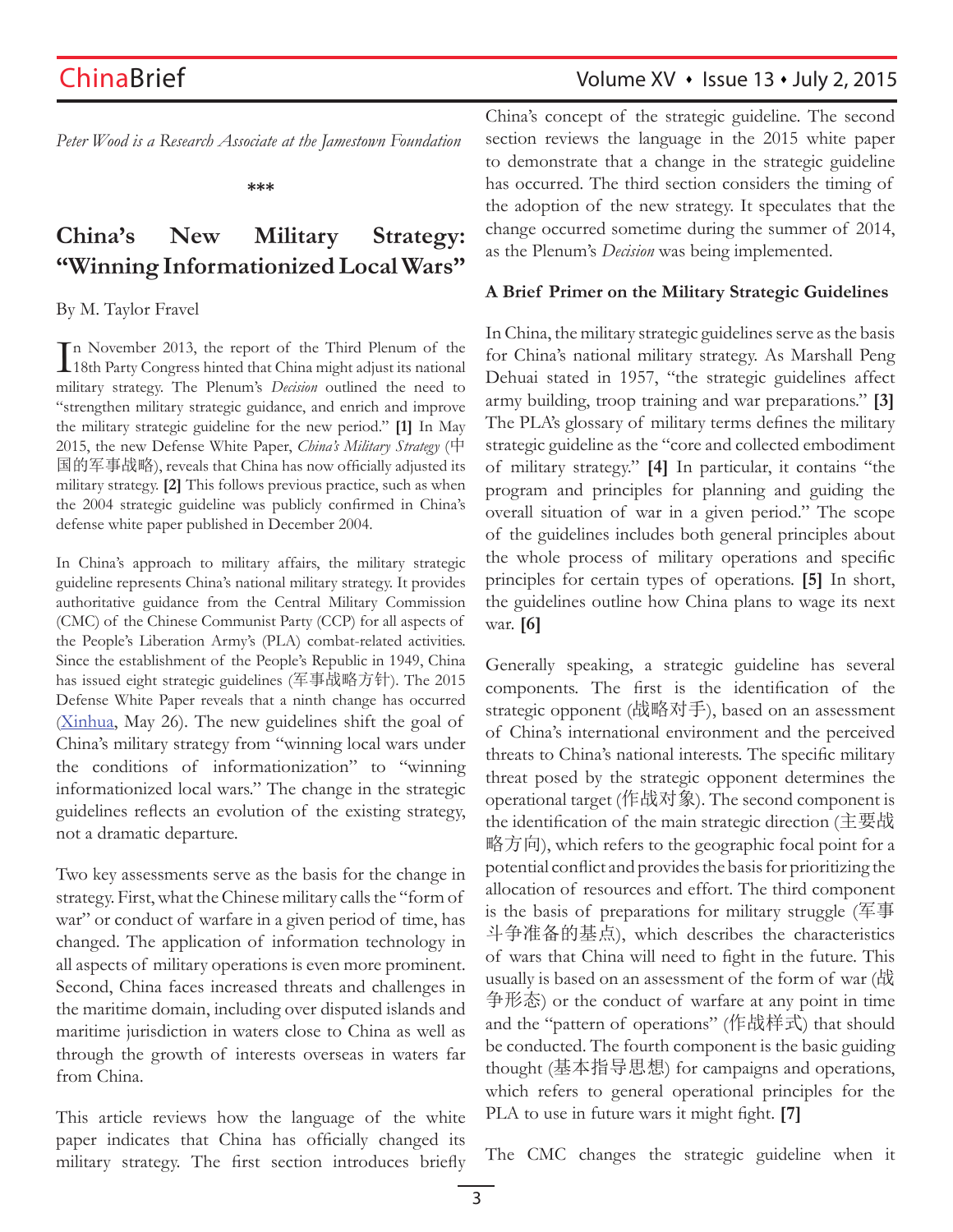*Peter Wood is a Research Associate at the Jamestown Foundation*

***

## China's New Military Strategy: "Winning Informationized Local Wars"

By M. Taylor Fravel

In November 2013, the report of the Third Plenum of the 18th Party Congress hinted that China might adjust its national military strategy. The Plenum's *Decision* outlined the need to "strengthen military strategic guidance, and enrich and improve the military strategic guideline for the new period." **[1]** In May 2015, the new Defense White Paper, *China's Military Strategy* (中国的军事战略), reveals that China has now officially adjusted its military strategy. **[2]** This follows previous practice, such as when the 2004 strategic guideline was publicly confirmed in China's defense white paper published in December 2004.

In China's approach to military affairs, the military strategic guideline represents China's national military strategy. It provides authoritative guidance from the Central Military Commission (CMC) of the Chinese Communist Party (CCP) for all aspects of the People's Liberation Army's (PLA) combat-related activities. Since the establishment of the People's Republic in 1949, China has issued eight strategic guidelines (军事战略方针). The 2015 Defense White Paper reveals that a ninth change has occurred (Xinhua, May 26). The new guidelines shift the goal of China's military strategy from "winning local wars under the conditions of informationization" to "winning informationized local wars." The change in the strategic guidelines reflects an evolution of the existing strategy, not a dramatic departure.

Two key assessments serve as the basis for the change in strategy. First, what the Chinese military calls the "form of war" or conduct of warfare in a given period of time, has changed. The application of information technology in all aspects of military operations is even more prominent. Second, China faces increased threats and challenges in the maritime domain, including over disputed islands and maritime jurisdiction in waters close to China as well as through the growth of interests overseas in waters far from China.

This article reviews how the language of the white paper indicates that China has officially changed its military strategy. The first section introduces briefly China's concept of the strategic guideline. The second section reviews the language in the 2015 white paper to demonstrate that a change in the strategic guideline has occurred. The third section considers the timing of the adoption of the new strategy. It speculates that the change occurred sometime during the summer of 2014, as the Plenum's *Decision* was being implemented.

### A Brief Primer on the Military Strategic Guidelines

In China, the military strategic guidelines serve as the basis for China's national military strategy. As Marshall Peng Dehuai stated in 1957, "the strategic guidelines affect army building, troop training and war preparations." **[3]** The PLA's glossary of military terms defines the military strategic guideline as the "core and collected embodiment of military strategy." **[4]** In particular, it contains "the program and principles for planning and guiding the overall situation of war in a given period." The scope of the guidelines includes both general principles about the whole process of military operations and specific principles for certain types of operations. **[5]** In short, the guidelines outline how China plans to wage its next war. **[6]**

Generally speaking, a strategic guideline has several components. The first is the identification of the strategic opponent (战略对手), based on an assessment of China's international environment and the perceived threats to China's national interests. The specific military threat posed by the strategic opponent determines the operational target (作战对象). The second component is the identification of the main strategic direction (主要战略方向), which refers to the geographic focal point for a potential conflict and provides the basis for prioritizing the allocation of resources and effort. The third component is the basis of preparations for military struggle (军事斗争准备的基点), which describes the characteristics of wars that China will need to fight in the future. This usually is based on an assessment of the form of war (战争形态) or the conduct of warfare at any point in time and the "pattern of operations" (作战样式) that should be conducted. The fourth component is the basic guiding thought (基本指导思想) for campaigns and operations, which refers to general operational principles for the PLA to use in future wars it might fight. **[7]**

The CMC changes the strategic guideline when it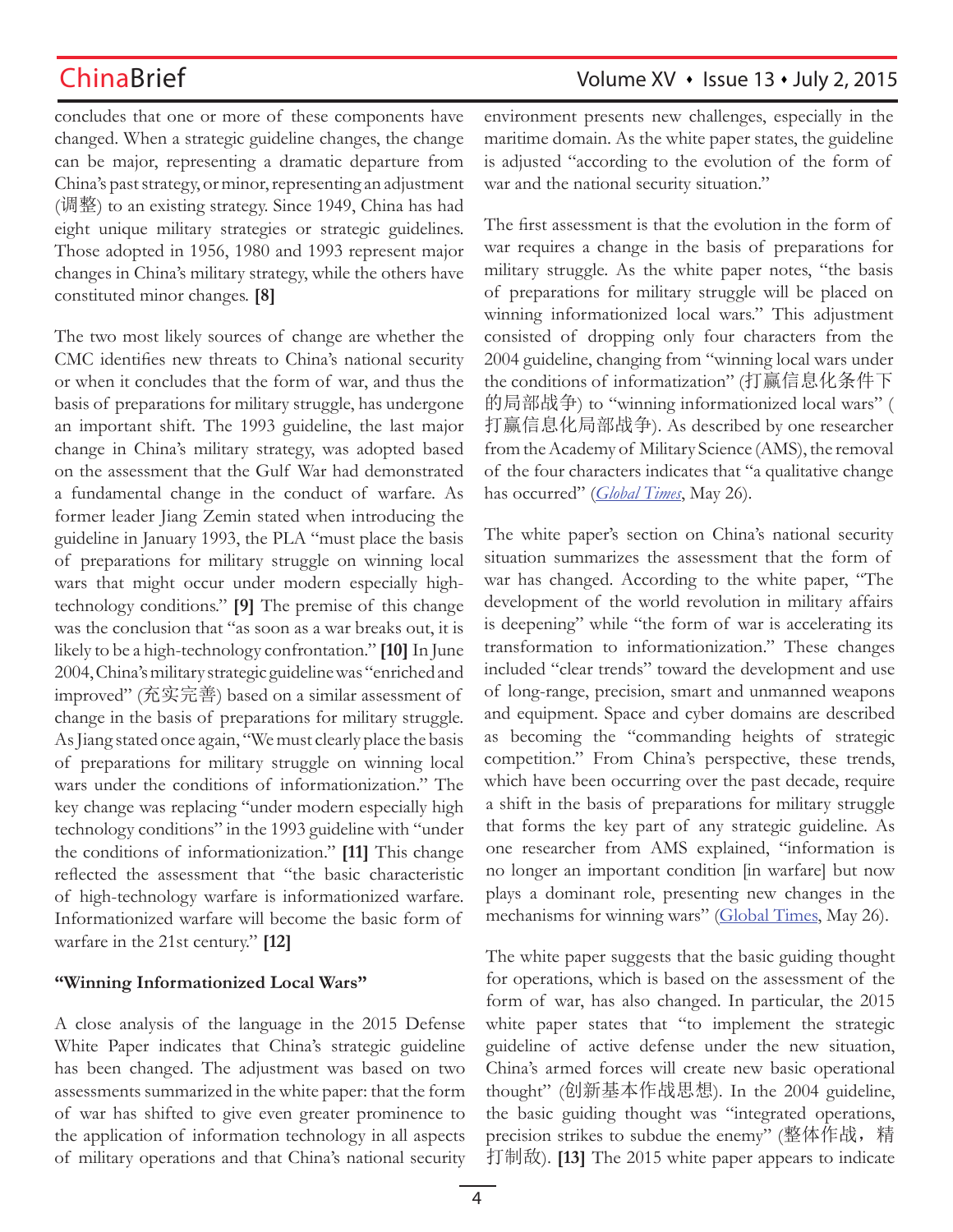concludes that one or more of these components have changed. When a strategic guideline changes, the change can be major, representing a dramatic departure from China's past strategy, or minor, representing an adjustment (调整) to an existing strategy. Since 1949, China has had eight unique military strategies or strategic guidelines. Those adopted in 1956, 1980 and 1993 represent major changes in China's military strategy, while the others have constituted minor changes. **[8]**

The two most likely sources of change are whether the CMC identifies new threats to China's national security or when it concludes that the form of war, and thus the basis of preparations for military struggle, has undergone an important shift. The 1993 guideline, the last major change in China's military strategy, was adopted based on the assessment that the Gulf War had demonstrated a fundamental change in the conduct of warfare. As former leader Jiang Zemin stated when introducing the guideline in January 1993, the PLA "must place the basis of preparations for military struggle on winning local wars that might occur under modern especially high-technology conditions." **[9]** The premise of this change was the conclusion that "as soon as a war breaks out, it is likely to be a high-technology confrontation." **[10]** In June 2004, China's military strategic guideline was "enriched and improved" (充实完善) based on a similar assessment of change in the basis of preparations for military struggle. As Jiang stated once again, "We must clearly place the basis of preparations for military struggle on winning local wars under the conditions of informationization." The key change was replacing "under modern especially high technology conditions" in the 1993 guideline with "under the conditions of informationization." **[11]** This change reflected the assessment that "the basic characteristic of high-technology warfare is informationized warfare. Informationized warfare will become the basic form of warfare in the 21st century." **[12]**

### "Winning Informationized Local Wars"

A close analysis of the language in the 2015 Defense White Paper indicates that China's strategic guideline has been changed. The adjustment was based on two assessments summarized in the white paper: that the form of war has shifted to give even greater prominence to the application of information technology in all aspects of military operations and that China's national security environment presents new challenges, especially in the maritime domain. As the white paper states, the guideline is adjusted "according to the evolution of the form of war and the national security situation."

The first assessment is that the evolution in the form of war requires a change in the basis of preparations for military struggle. As the white paper notes, "the basis of preparations for military struggle will be placed on winning informationized local wars." This adjustment consisted of dropping only four characters from the 2004 guideline, changing from "winning local wars under the conditions of informatization" (打赢信息化条件下的局部战争) to "winning informationized local wars" (打赢信息化局部战争). As described by one researcher from the Academy of Military Science (AMS), the removal of the four characters indicates that "a qualitative change has occurred" (*Global Times*, May 26).

The white paper's section on China's national security situation summarizes the assessment that the form of war has changed. According to the white paper, "The development of the world revolution in military affairs is deepening" while "the form of war is accelerating its transformation to informationization." These changes included "clear trends" toward the development and use of long-range, precision, smart and unmanned weapons and equipment. Space and cyber domains are described as becoming the "commanding heights of strategic competition." From China's perspective, these trends, which have been occurring over the past decade, require a shift in the basis of preparations for military struggle that forms the key part of any strategic guideline. As one researcher from AMS explained, "information is no longer an important condition [in warfare] but now plays a dominant role, presenting new changes in the mechanisms for winning wars" (Global Times, May 26).

The white paper suggests that the basic guiding thought for operations, which is based on the assessment of the form of war, has also changed. In particular, the 2015 white paper states that "to implement the strategic guideline of active defense under the new situation, China's armed forces will create new basic operational thought" (创新基本作战思想). In the 2004 guideline, the basic guiding thought was "integrated operations, precision strikes to subdue the enemy" (整体作战，精打制敌). **[13]** The 2015 white paper appears to indicate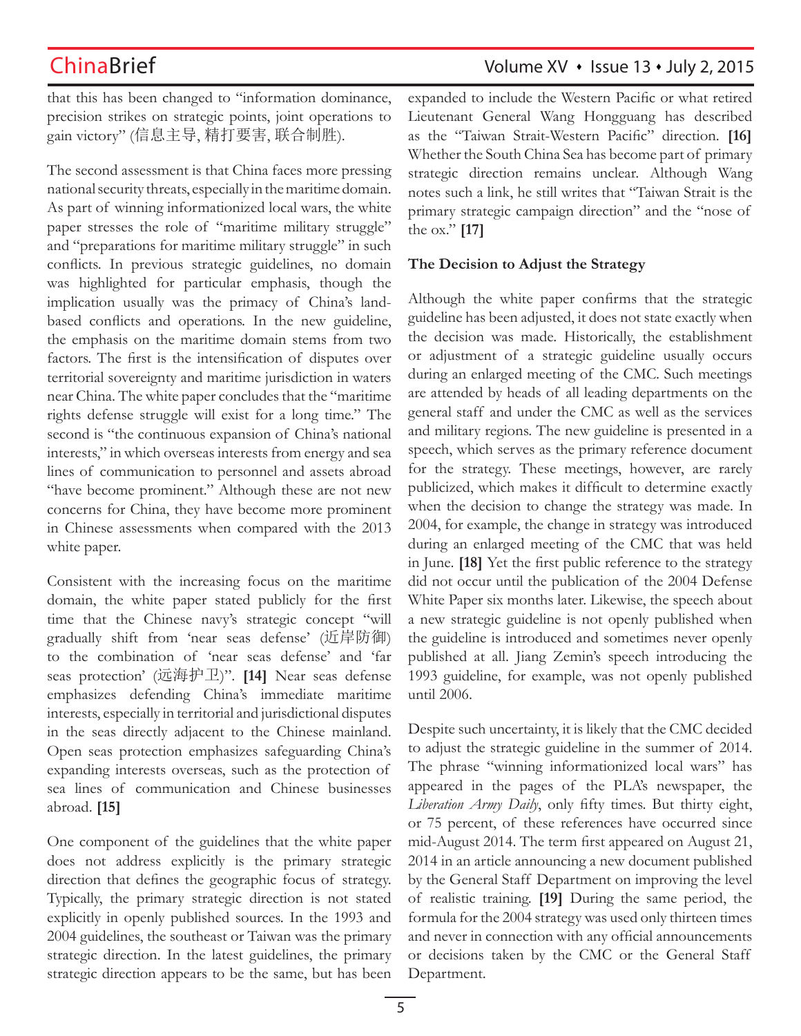that this has been changed to "information dominance, precision strikes on strategic points, joint operations to gain victory" (信息主导, 精打要害, 联合制胜).

The second assessment is that China faces more pressing national security threats, especially in the maritime domain. As part of winning informationized local wars, the white paper stresses the role of "maritime military struggle" and "preparations for maritime military struggle" in such conflicts. In previous strategic guidelines, no domain was highlighted for particular emphasis, though the implication usually was the primacy of China's land-based conflicts and operations. In the new guideline, the emphasis on the maritime domain stems from two factors. The first is the intensification of disputes over territorial sovereignty and maritime jurisdiction in waters near China. The white paper concludes that the "maritime rights defense struggle will exist for a long time." The second is "the continuous expansion of China's national interests," in which overseas interests from energy and sea lines of communication to personnel and assets abroad "have become prominent." Although these are not new concerns for China, they have become more prominent in Chinese assessments when compared with the 2013 white paper.

Consistent with the increasing focus on the maritime domain, the white paper stated publicly for the first time that the Chinese navy's strategic concept "will gradually shift from 'near seas defense' (近岸防御) to the combination of 'near seas defense' and 'far seas protection' (远海护卫)". **[14]** Near seas defense emphasizes defending China's immediate maritime interests, especially in territorial and jurisdictional disputes in the seas directly adjacent to the Chinese mainland. Open seas protection emphasizes safeguarding China's expanding interests overseas, such as the protection of sea lines of communication and Chinese businesses abroad. **[15]**

One component of the guidelines that the white paper does not address explicitly is the primary strategic direction that defines the geographic focus of strategy. Typically, the primary strategic direction is not stated explicitly in openly published sources. In the 1993 and 2004 guidelines, the southeast or Taiwan was the primary strategic direction. In the latest guidelines, the primary strategic direction appears to be the same, but has been expanded to include the Western Pacific or what retired Lieutenant General Wang Hongguang has described as the "Taiwan Strait-Western Pacific" direction. **[16]** Whether the South China Sea has become part of primary strategic direction remains unclear. Although Wang notes such a link, he still writes that "Taiwan Strait is the primary strategic campaign direction" and the "nose of the ox." **[17]**

**The Decision to Adjust the Strategy**

Although the white paper confirms that the strategic guideline has been adjusted, it does not state exactly when the decision was made. Historically, the establishment or adjustment of a strategic guideline usually occurs during an enlarged meeting of the CMC. Such meetings are attended by heads of all leading departments on the general staff and under the CMC as well as the services and military regions. The new guideline is presented in a speech, which serves as the primary reference document for the strategy. These meetings, however, are rarely publicized, which makes it difficult to determine exactly when the decision to change the strategy was made. In 2004, for example, the change in strategy was introduced during an enlarged meeting of the CMC that was held in June. **[18]** Yet the first public reference to the strategy did not occur until the publication of the 2004 Defense White Paper six months later. Likewise, the speech about a new strategic guideline is not openly published when the guideline is introduced and sometimes never openly published at all. Jiang Zemin's speech introducing the 1993 guideline, for example, was not openly published until 2006.

Despite such uncertainty, it is likely that the CMC decided to adjust the strategic guideline in the summer of 2014. The phrase "winning informationized local wars" has appeared in the pages of the PLA's newspaper, the *Liberation Army Daily*, only fifty times. But thirty eight, or 75 percent, of these references have occurred since mid-August 2014. The term first appeared on August 21, 2014 in an article announcing a new document published by the General Staff Department on improving the level of realistic training. **[19]** During the same period, the formula for the 2004 strategy was used only thirteen times and never in connection with any official announcements or decisions taken by the CMC or the General Staff Department.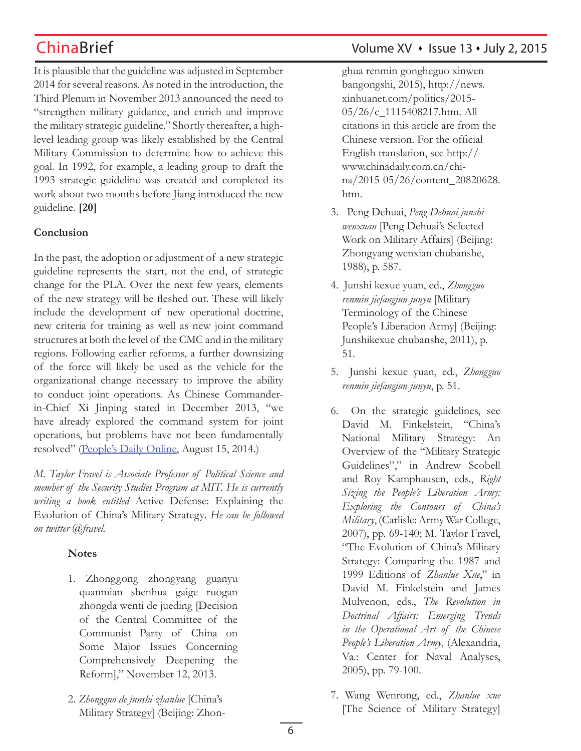It is plausible that the guideline was adjusted in September 2014 for several reasons. As noted in the introduction, the Third Plenum in November 2013 announced the need to "strengthen military guidance, and enrich and improve the military strategic guideline." Shortly thereafter, a high-level leading group was likely established by the Central Military Commission to determine how to achieve this goal. In 1992, for example, a leading group to draft the 1993 strategic guideline was created and completed its work about two months before Jiang introduced the new guideline. **[20]**

**Conclusion**

In the past, the adoption or adjustment of a new strategic guideline represents the start, not the end, of strategic change for the PLA. Over the next few years, elements of the new strategy will be fleshed out. These will likely include the development of new operational doctrine, new criteria for training as well as new joint command structures at both the level of the CMC and in the military regions. Following earlier reforms, a further downsizing of the force will likely be used as the vehicle for the organizational change necessary to improve the ability to conduct joint operations. As Chinese Commander-in-Chief Xi Jinping stated in December 2013, "we have already explored the command system for joint operations, but problems have not been fundamentally resolved" (People's Daily Online, August 15, 2014.)

*M. Taylor Fravel is Associate Professor of Political Science and member of the Security Studies Program at MIT. He is currently writing a book entitled* Active Defense: Explaining the Evolution of China's Military Strategy. *He can be followed on twitter @fravel.*

**Notes**

1. Zhonggong zhongyang guanyu quanmian shenhua gaige ruogan zhongda wenti de jueding [Decision of the Central Committee of the Communist Party of China on Some Major Issues Concerning Comprehensively Deepening the Reform]," November 12, 2013.
2. *Zhongguo de junshi zhanlue* [China's Military Strategy] (Beijing: Zhonghua renmin gongheguo xinwen bangongshi, 2015), http://news.xinhuanet.com/politics/2015-05/26/c_1115408217.htm. All citations in this article are from the Chinese version. For the official English translation, see http://www.chinadaily.com.cn/china/2015-05/26/content_20820628.htm.
3. Peng Dehuai, *Peng Dehuai junshi wenxuan* [Peng Dehuai's Selected Work on Military Affairs] (Beijing: Zhongyang wenxian chubanshe, 1988), p. 587.
4. Junshi kexue yuan, ed., *Zhongguo renmin jiefangjun junyu* [Military Terminology of the Chinese People's Liberation Army] (Beijing: Junshikexue chubanshe, 2011), p. 51.
5. Junshi kexue yuan, ed., *Zhongguo renmin jiefangjun junyu*, p. 51.
6. On the strategic guidelines, see David M. Finkelstein, "China's National Military Strategy: An Overview of the "Military Strategic Guidelines"," in Andrew Scobell and Roy Kamphausen, eds., *Right Sizing the People's Liberation Army: Exploring the Contours of China's Military*, (Carlisle: Army War College, 2007), pp. 69-140; M. Taylor Fravel, "The Evolution of China's Military Strategy: Comparing the 1987 and 1999 Editions of *Zhanlue Xue*," in David M. Finkelstein and James Mulvenon, eds., *The Revolution in Doctrinal Affairs: Emerging Trends in the Operational Art of the Chinese People's Liberation Army*, (Alexandria, Va.: Center for Naval Analyses, 2005), pp. 79-100.
7. Wang Wenrong, ed., *Zhanlue xue* [The Science of Military Strategy]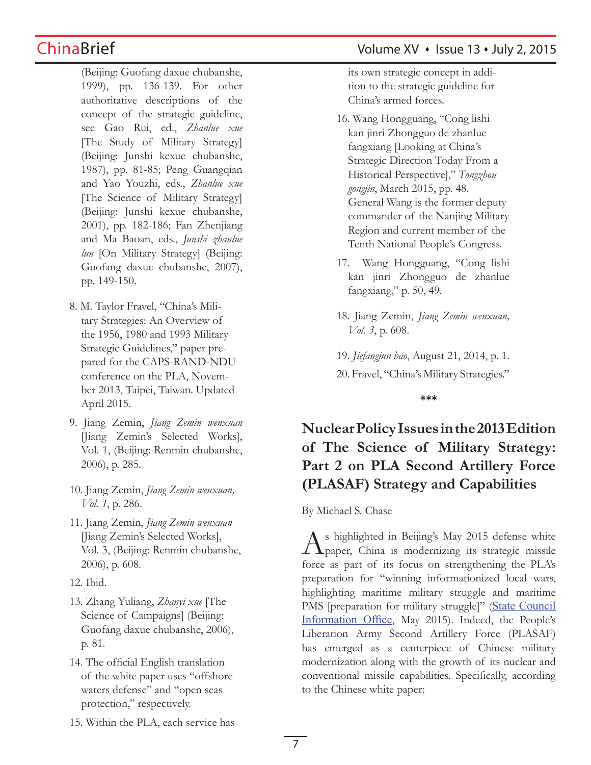(Beijing: Guofang daxue chubanshe, 1999), pp. 136-139. For other authoritative descriptions of the concept of the strategic guideline, see Gao Rui, ed., *Zhanlue xue* [The Study of Military Strategy] (Beijing: Junshi kexue chubanshe, 1987), pp. 81-85; Peng Guangqian and Yao Youzhi, eds., *Zhanlue xue* [The Science of Military Strategy] (Beijing: Junshi kexue chubanshe, 2001), pp. 182-186; Fan Zhenjiang and Ma Baoan, eds., *Junshi zhanlue lun* [On Military Strategy] (Beijing: Guofang daxue chubanshe, 2007), pp. 149-150.

8. M. Taylor Fravel, "China's Military Strategies: An Overview of the 1956, 1980 and 1993 Military Strategic Guidelines," paper prepared for the CAPS-RAND-NDU conference on the PLA, November 2013, Taipei, Taiwan. Updated April 2015.
9. Jiang Zemin, *Jiang Zemin wenxuan* [Jiang Zemin's Selected Works], Vol. 1, (Beijing: Renmin chubanshe, 2006), p. 285.
10. Jiang Zemin, *Jiang Zemin wenxuan, Vol. 1*, p. 286.
11. Jiang Zemin, *Jiang Zemin wenxuan* [Jiang Zemin's Selected Works], Vol. 3, (Beijing: Renmin chubanshe, 2006), p. 608.
12. Ibid.
13. Zhang Yuliang, *Zhanyi xue* [The Science of Campaigns] (Beijing: Guofang daxue chubanshe, 2006), p. 81.
14. The official English translation of the white paper uses "offshore waters defense" and "open seas protection," respectively.
15. Within the PLA, each service has its own strategic concept in addition to the strategic guideline for China's armed forces.
16. Wang Hongguang, "Cong lishi kan jinri Zhongguo de zhanlue fangxiang [Looking at China's Strategic Direction Today From a Historical Perspective]," *Tongzhou gongjin*, March 2015, pp. 48. General Wang is the former deputy commander of the Nanjing Military Region and current member of the Tenth National People's Congress.
17. Wang Hongguang, "Cong lishi kan jinri Zhongguo de zhanlue fangxiang," p. 50, 49.
18. Jiang Zemin, *Jiang Zemin wenxuan, Vol. 3*, p. 608.
19. *Jiefangjun bao*, August 21, 2014, p. 1.
20. Fravel, "China's Military Strategies."

\*\*\*

## Nuclear Policy Issues in the 2013 Edition of The Science of Military Strategy: Part 2 on PLA Second Artillery Force (PLASAF) Strategy and Capabilities

By Michael S. Chase

As highlighted in Beijing's May 2015 defense white paper, China is modernizing its strategic missile force as part of its focus on strengthening the PLA's preparation for "winning informationized local wars, highlighting maritime military struggle and maritime PMS [preparation for military struggle]" (State Council Information Office, May 2015). Indeed, the People's Liberation Army Second Artillery Force (PLASAF) has emerged as a centerpiece of Chinese military modernization along with the growth of its nuclear and conventional missile capabilities. Specifically, according to the Chinese white paper: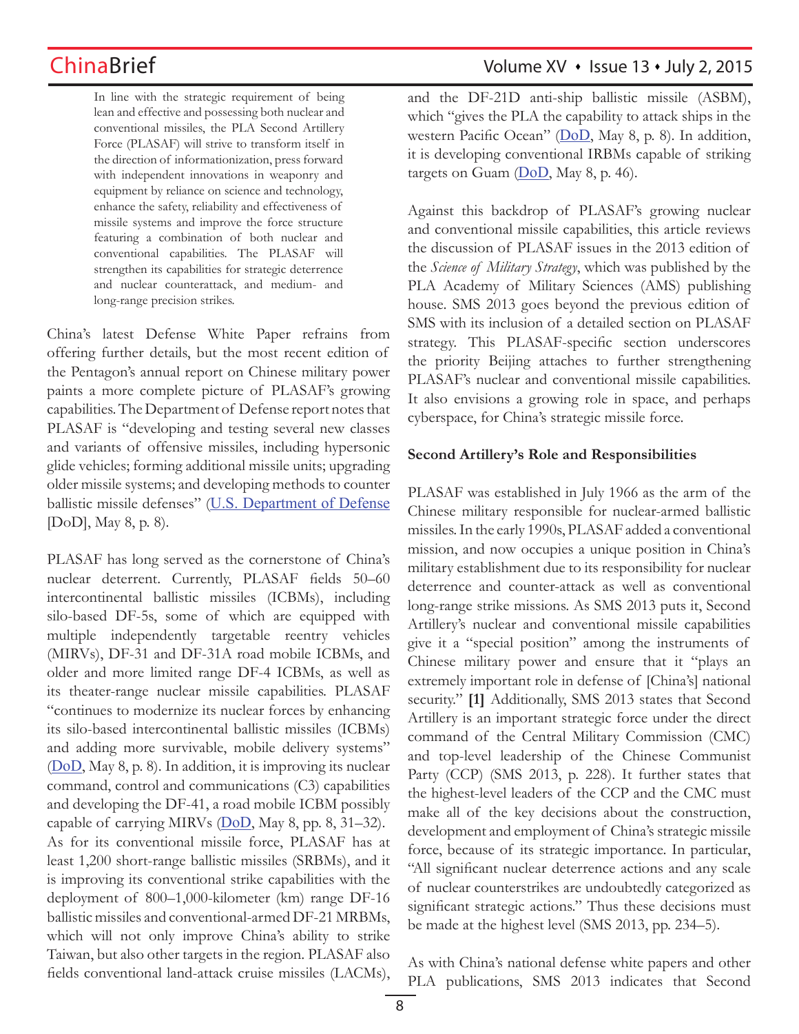> In line with the strategic requirement of being lean and effective and possessing both nuclear and conventional missiles, the PLA Second Artillery Force (PLASAF) will strive to transform itself in the direction of informationization, press forward with independent innovations in weaponry and equipment by reliance on science and technology, enhance the safety, reliability and effectiveness of missile systems and improve the force structure featuring a combination of both nuclear and conventional capabilities. The PLASAF will strengthen its capabilities for strategic deterrence and nuclear counterattack, and medium- and long-range precision strikes.

China's latest Defense White Paper refrains from offering further details, but the most recent edition of the Pentagon's annual report on Chinese military power paints a more complete picture of PLASAF's growing capabilities. The Department of Defense report notes that PLASAF is "developing and testing several new classes and variants of offensive missiles, including hypersonic glide vehicles; forming additional missile units; upgrading older missile systems; and developing methods to counter ballistic missile defenses" (U.S. Department of Defense [DoD], May 8, p. 8).

PLASAF has long served as the cornerstone of China's nuclear deterrent. Currently, PLASAF fields 50–60 intercontinental ballistic missiles (ICBMs), including silo-based DF-5s, some of which are equipped with multiple independently targetable reentry vehicles (MIRVs), DF-31 and DF-31A road mobile ICBMs, and older and more limited range DF-4 ICBMs, as well as its theater-range nuclear missile capabilities. PLASAF "continues to modernize its nuclear forces by enhancing its silo-based intercontinental ballistic missiles (ICBMs) and adding more survivable, mobile delivery systems" (DoD, May 8, p. 8). In addition, it is improving its nuclear command, control and communications (C3) capabilities and developing the DF-41, a road mobile ICBM possibly capable of carrying MIRVs (DoD, May 8, pp. 8, 31–32). As for its conventional missile force, PLASAF has at least 1,200 short-range ballistic missiles (SRBMs), and it is improving its conventional strike capabilities with the deployment of 800–1,000-kilometer (km) range DF-16 ballistic missiles and conventional-armed DF-21 MRBMs, which will not only improve China's ability to strike Taiwan, but also other targets in the region. PLASAF also fields conventional land-attack cruise missiles (LACMs), and the DF-21D anti-ship ballistic missile (ASBM), which "gives the PLA the capability to attack ships in the western Pacific Ocean" (DoD, May 8, p. 8). In addition, it is developing conventional IRBMs capable of striking targets on Guam (DoD, May 8, p. 46).

Against this backdrop of PLASAF's growing nuclear and conventional missile capabilities, this article reviews the discussion of PLASAF issues in the 2013 edition of the *Science of Military Strategy*, which was published by the PLA Academy of Military Sciences (AMS) publishing house. SMS 2013 goes beyond the previous edition of SMS with its inclusion of a detailed section on PLASAF strategy. This PLASAF-specific section underscores the priority Beijing attaches to further strengthening PLASAF's nuclear and conventional missile capabilities. It also envisions a growing role in space, and perhaps cyberspace, for China's strategic missile force.

**Second Artillery's Role and Responsibilities**

PLASAF was established in July 1966 as the arm of the Chinese military responsible for nuclear-armed ballistic missiles. In the early 1990s, PLASAF added a conventional mission, and now occupies a unique position in China's military establishment due to its responsibility for nuclear deterrence and counter-attack as well as conventional long-range strike missions. As SMS 2013 puts it, Second Artillery's nuclear and conventional missile capabilities give it a "special position" among the instruments of Chinese military power and ensure that it "plays an extremely important role in defense of [China's] national security." **[1]** Additionally, SMS 2013 states that Second Artillery is an important strategic force under the direct command of the Central Military Commission (CMC) and top-level leadership of the Chinese Communist Party (CCP) (SMS 2013, p. 228). It further states that the highest-level leaders of the CCP and the CMC must make all of the key decisions about the construction, development and employment of China's strategic missile force, because of its strategic importance. In particular, "All significant nuclear deterrence actions and any scale of nuclear counterstrikes are undoubtedly categorized as significant strategic actions." Thus these decisions must be made at the highest level (SMS 2013, pp. 234–5).

As with China's national defense white papers and other PLA publications, SMS 2013 indicates that Second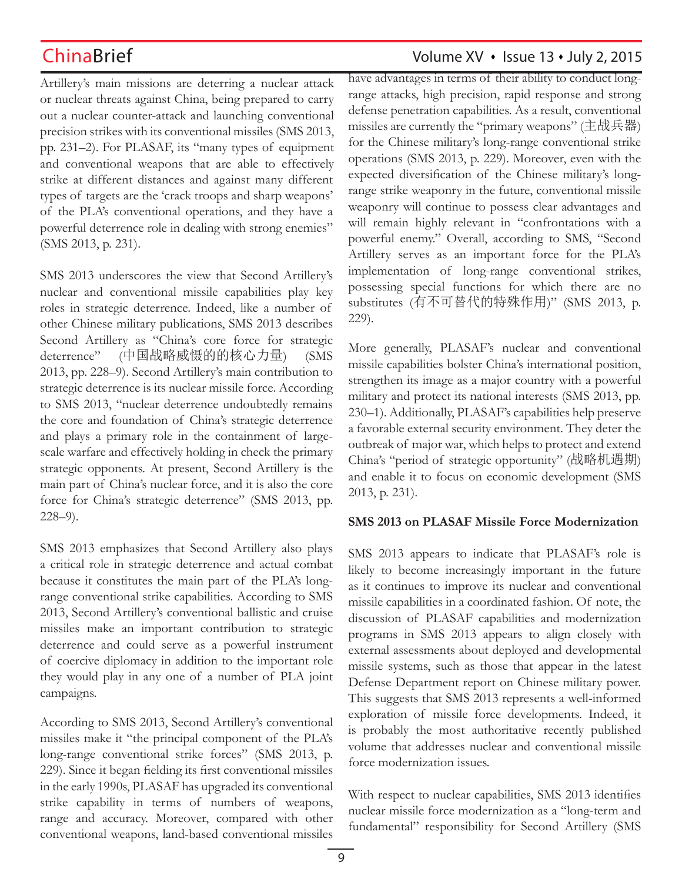Artillery's main missions are deterring a nuclear attack or nuclear threats against China, being prepared to carry out a nuclear counter-attack and launching conventional precision strikes with its conventional missiles (SMS 2013, pp. 231–2). For PLASAF, its "many types of equipment and conventional weapons that are able to effectively strike at different distances and against many different types of targets are the 'crack troops and sharp weapons' of the PLA's conventional operations, and they have a powerful deterrence role in dealing with strong enemies" (SMS 2013, p. 231).

SMS 2013 underscores the view that Second Artillery's nuclear and conventional missile capabilities play key roles in strategic deterrence. Indeed, like a number of other Chinese military publications, SMS 2013 describes Second Artillery as "China's core force for strategic deterrence" (中国战略威慑的的核心力量) (SMS 2013, pp. 228–9). Second Artillery's main contribution to strategic deterrence is its nuclear missile force. According to SMS 2013, "nuclear deterrence undoubtedly remains the core and foundation of China's strategic deterrence and plays a primary role in the containment of large-scale warfare and effectively holding in check the primary strategic opponents. At present, Second Artillery is the main part of China's nuclear force, and it is also the core force for China's strategic deterrence" (SMS 2013, pp. 228–9).

SMS 2013 emphasizes that Second Artillery also plays a critical role in strategic deterrence and actual combat because it constitutes the main part of the PLA's long-range conventional strike capabilities. According to SMS 2013, Second Artillery's conventional ballistic and cruise missiles make an important contribution to strategic deterrence and could serve as a powerful instrument of coercive diplomacy in addition to the important role they would play in any one of a number of PLA joint campaigns.

According to SMS 2013, Second Artillery's conventional missiles make it "the principal component of the PLA's long-range conventional strike forces" (SMS 2013, p. 229). Since it began fielding its first conventional missiles in the early 1990s, PLASAF has upgraded its conventional strike capability in terms of numbers of weapons, range and accuracy. Moreover, compared with other conventional weapons, land-based conventional missiles have advantages in terms of their ability to conduct long-range attacks, high precision, rapid response and strong defense penetration capabilities. As a result, conventional missiles are currently the "primary weapons" (主战兵器) for the Chinese military's long-range conventional strike operations (SMS 2013, p. 229). Moreover, even with the expected diversification of the Chinese military's long-range strike weaponry in the future, conventional missile weaponry will continue to possess clear advantages and will remain highly relevant in "confrontations with a powerful enemy." Overall, according to SMS, "Second Artillery serves as an important force for the PLA's implementation of long-range conventional strikes, possessing special functions for which there are no substitutes (有不可替代的特殊作用)" (SMS 2013, p. 229).

More generally, PLASAF's nuclear and conventional missile capabilities bolster China's international position, strengthen its image as a major country with a powerful military and protect its national interests (SMS 2013, pp. 230–1). Additionally, PLASAF's capabilities help preserve a favorable external security environment. They deter the outbreak of major war, which helps to protect and extend China's "period of strategic opportunity" (战略机遇期) and enable it to focus on economic development (SMS 2013, p. 231).

**SMS 2013 on PLASAF Missile Force Modernization**

SMS 2013 appears to indicate that PLASAF's role is likely to become increasingly important in the future as it continues to improve its nuclear and conventional missile capabilities in a coordinated fashion. Of note, the discussion of PLASAF capabilities and modernization programs in SMS 2013 appears to align closely with external assessments about deployed and developmental missile systems, such as those that appear in the latest Defense Department report on Chinese military power. This suggests that SMS 2013 represents a well-informed exploration of missile force developments. Indeed, it is probably the most authoritative recently published volume that addresses nuclear and conventional missile force modernization issues.

With respect to nuclear capabilities, SMS 2013 identifies nuclear missile force modernization as a "long-term and fundamental" responsibility for Second Artillery (SMS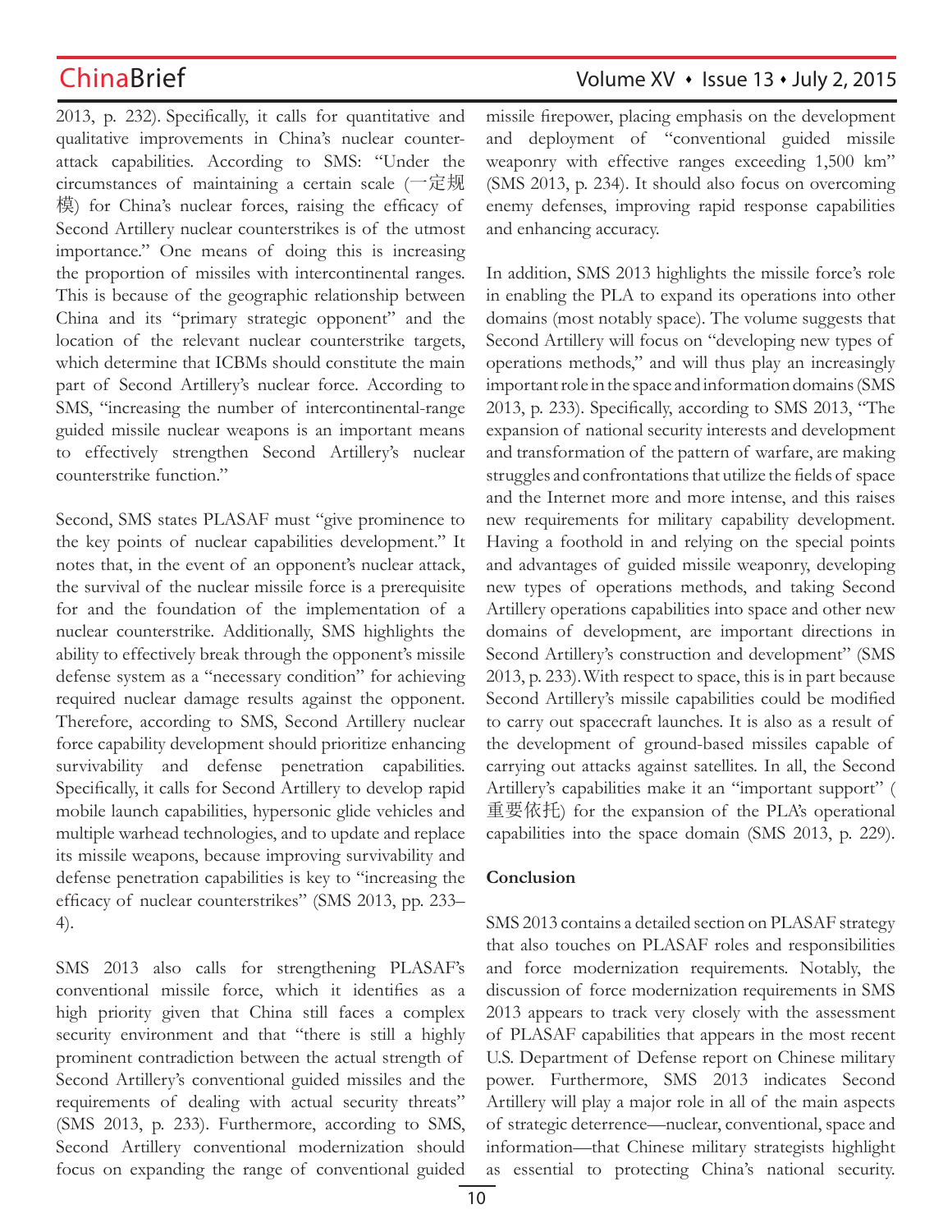2013, p. 232). Specifically, it calls for quantitative and qualitative improvements in China's nuclear counter-attack capabilities. According to SMS: "Under the circumstances of maintaining a certain scale (一定规模) for China's nuclear forces, raising the efficacy of Second Artillery nuclear counterstrikes is of the utmost importance." One means of doing this is increasing the proportion of missiles with intercontinental ranges. This is because of the geographic relationship between China and its "primary strategic opponent" and the location of the relevant nuclear counterstrike targets, which determine that ICBMs should constitute the main part of Second Artillery's nuclear force. According to SMS, "increasing the number of intercontinental-range guided missile nuclear weapons is an important means to effectively strengthen Second Artillery's nuclear counterstrike function."

Second, SMS states PLASAF must "give prominence to the key points of nuclear capabilities development." It notes that, in the event of an opponent's nuclear attack, the survival of the nuclear missile force is a prerequisite for and the foundation of the implementation of a nuclear counterstrike. Additionally, SMS highlights the ability to effectively break through the opponent's missile defense system as a "necessary condition" for achieving required nuclear damage results against the opponent. Therefore, according to SMS, Second Artillery nuclear force capability development should prioritize enhancing survivability and defense penetration capabilities. Specifically, it calls for Second Artillery to develop rapid mobile launch capabilities, hypersonic glide vehicles and multiple warhead technologies, and to update and replace its missile weapons, because improving survivability and defense penetration capabilities is key to "increasing the efficacy of nuclear counterstrikes" (SMS 2013, pp. 233–4).

SMS 2013 also calls for strengthening PLASAF's conventional missile force, which it identifies as a high priority given that China still faces a complex security environment and that "there is still a highly prominent contradiction between the actual strength of Second Artillery's conventional guided missiles and the requirements of dealing with actual security threats" (SMS 2013, p. 233). Furthermore, according to SMS, Second Artillery conventional modernization should focus on expanding the range of conventional guided missile firepower, placing emphasis on the development and deployment of "conventional guided missile weaponry with effective ranges exceeding 1,500 km" (SMS 2013, p. 234). It should also focus on overcoming enemy defenses, improving rapid response capabilities and enhancing accuracy.

In addition, SMS 2013 highlights the missile force's role in enabling the PLA to expand its operations into other domains (most notably space). The volume suggests that Second Artillery will focus on "developing new types of operations methods," and will thus play an increasingly important role in the space and information domains (SMS 2013, p. 233). Specifically, according to SMS 2013, "The expansion of national security interests and development and transformation of the pattern of warfare, are making struggles and confrontations that utilize the fields of space and the Internet more and more intense, and this raises new requirements for military capability development. Having a foothold in and relying on the special points and advantages of guided missile weaponry, developing new types of operations methods, and taking Second Artillery operations capabilities into space and other new domains of development, are important directions in Second Artillery's construction and development" (SMS 2013, p. 233). With respect to space, this is in part because Second Artillery's missile capabilities could be modified to carry out spacecraft launches. It is also as a result of the development of ground-based missiles capable of carrying out attacks against satellites. In all, the Second Artillery's capabilities make it an "important support" (重要依托) for the expansion of the PLA's operational capabilities into the space domain (SMS 2013, p. 229).

**Conclusion**

SMS 2013 contains a detailed section on PLASAF strategy that also touches on PLASAF roles and responsibilities and force modernization requirements. Notably, the discussion of force modernization requirements in SMS 2013 appears to track very closely with the assessment of PLASAF capabilities that appears in the most recent U.S. Department of Defense report on Chinese military power. Furthermore, SMS 2013 indicates Second Artillery will play a major role in all of the main aspects of strategic deterrence—nuclear, conventional, space and information—that Chinese military strategists highlight as essential to protecting China's national security.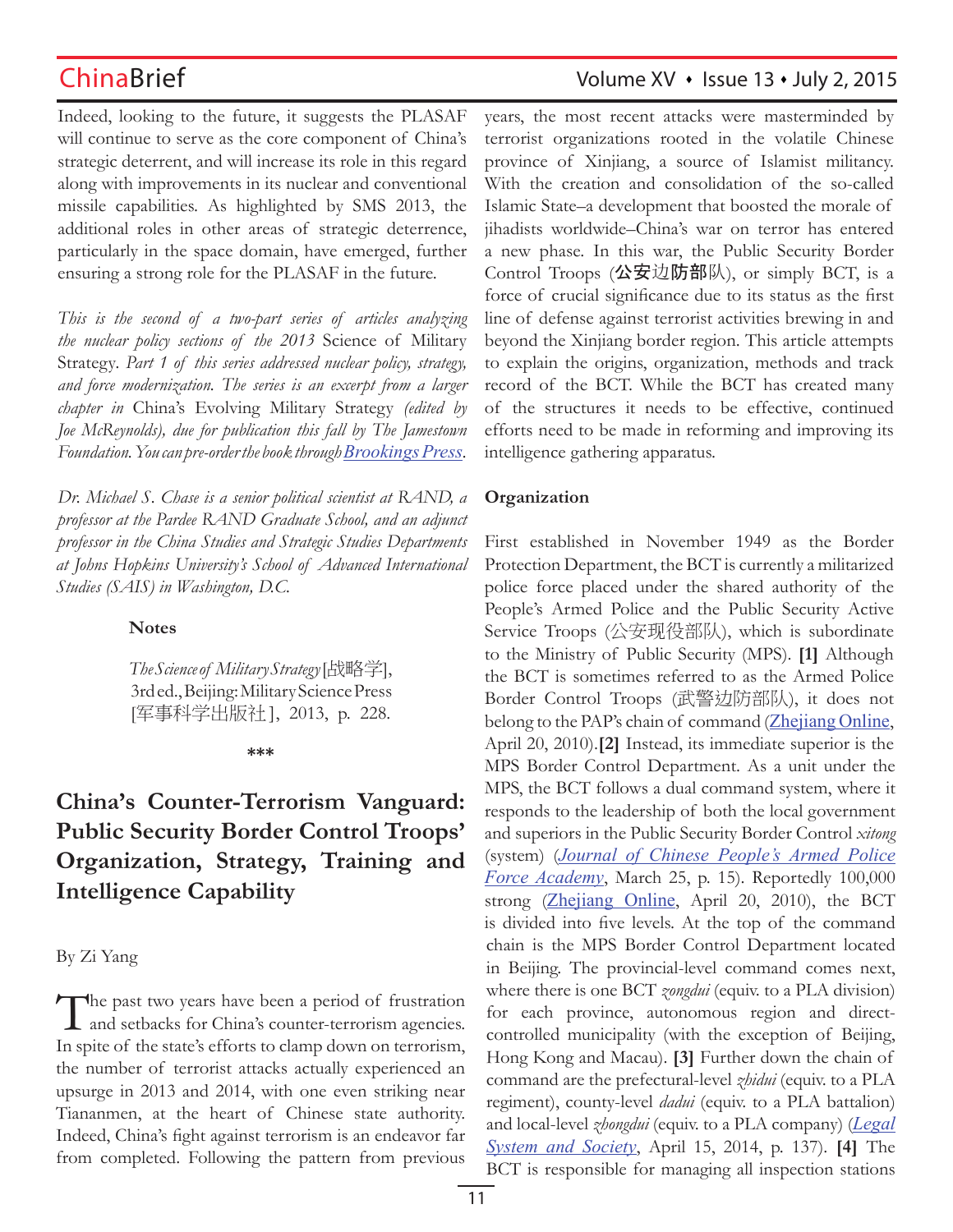Indeed, looking to the future, it suggests the PLASAF will continue to serve as the core component of China's strategic deterrent, and will increase its role in this regard along with improvements in its nuclear and conventional missile capabilities. As highlighted by SMS 2013, the additional roles in other areas of strategic deterrence, particularly in the space domain, have emerged, further ensuring a strong role for the PLASAF in the future.

*This is the second of a two-part series of articles analyzing the nuclear policy sections of the 2013* Science of Military Strategy. *Part 1 of this series addressed nuclear policy, strategy, and force modernization. The series is an excerpt from a larger chapter in* China's Evolving Military Strategy *(edited by Joe McReynolds), due for publication this fall by The Jamestown Foundation. You can pre-order the book through [Brookings Press](Brookings Press).*

*Dr. Michael S. Chase is a senior political scientist at RAND, a professor at the Pardee RAND Graduate School, and an adjunct professor in the China Studies and Strategic Studies Departments at Johns Hopkins University's School of Advanced International Studies (SAIS) in Washington, D.C.*

**Notes**

*The Science of Military Strategy* [战略学], 3rd ed., Beijing: Military Science Press [军事科学出版社], 2013, p. 228.

\*\*\*

# China's Counter-Terrorism Vanguard: Public Security Border Control Troops' Organization, Strategy, Training and Intelligence Capability

By Zi Yang

The past two years have been a period of frustration and setbacks for China's counter-terrorism agencies. In spite of the state's efforts to clamp down on terrorism, the number of terrorist attacks actually experienced an upsurge in 2013 and 2014, with one even striking near Tiananmen, at the heart of Chinese state authority. Indeed, China's fight against terrorism is an endeavor far from completed. Following the pattern from previous years, the most recent attacks were masterminded by terrorist organizations rooted in the volatile Chinese province of Xinjiang, a source of Islamist militancy. With the creation and consolidation of the so-called Islamic State–a development that boosted the morale of jihadists worldwide–China's war on terror has entered a new phase. In this war, the Public Security Border Control Troops (公安边防部队), or simply BCT, is a force of crucial significance due to its status as the first line of defense against terrorist activities brewing in and beyond the Xinjiang border region. This article attempts to explain the origins, organization, methods and track record of the BCT. While the BCT has created many of the structures it needs to be effective, continued efforts need to be made in reforming and improving its intelligence gathering apparatus.

**Organization**

First established in November 1949 as the Border Protection Department, the BCT is currently a militarized police force placed under the shared authority of the People's Armed Police and the Public Security Active Service Troops (公安现役部队), which is subordinate to the Ministry of Public Security (MPS). **[1]** Although the BCT is sometimes referred to as the Armed Police Border Control Troops (武警边防部队), it does not belong to the PAP's chain of command (Zhejiang Online, April 20, 2010).**[2]** Instead, its immediate superior is the MPS Border Control Department. As a unit under the MPS, the BCT follows a dual command system, where it responds to the leadership of both the local government and superiors in the Public Security Border Control *xitong* (system) (*Journal of Chinese People's Armed Police Force Academy*, March 25, p. 15). Reportedly 100,000 strong (Zhejiang Online, April 20, 2010), the BCT is divided into five levels. At the top of the command chain is the MPS Border Control Department located in Beijing. The provincial-level command comes next, where there is one BCT *zongdui* (equiv. to a PLA division) for each province, autonomous region and direct-controlled municipality (with the exception of Beijing, Hong Kong and Macau). **[3]** Further down the chain of command are the prefectural-level *zhidui* (equiv. to a PLA regiment), county-level *dadui* (equiv. to a PLA battalion) and local-level *zhongdui* (equiv. to a PLA company) (*Legal System and Society*, April 15, 2014, p. 137). **[4]** The BCT is responsible for managing all inspection stations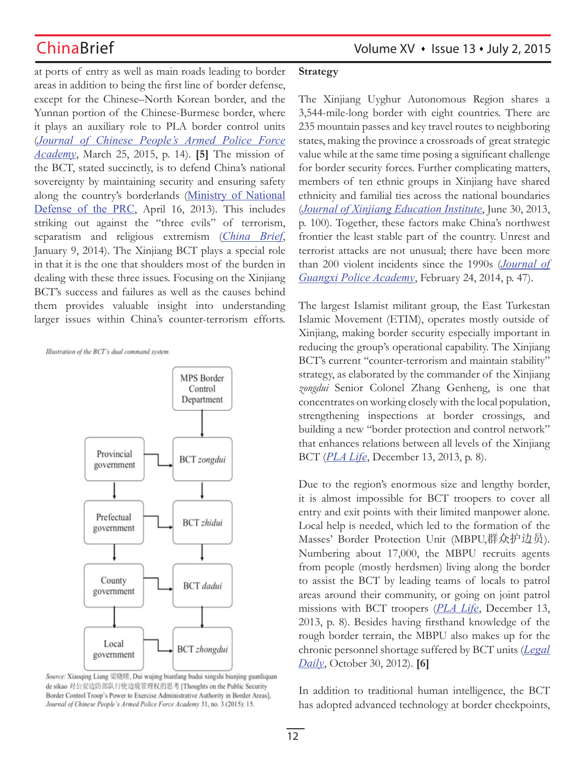at ports of entry as well as main roads leading to border areas in addition to being the first line of border defense, except for the Chinese–North Korean border, and the Yunnan portion of the Chinese-Burmese border, where it plays an auxiliary role to PLA border control units (*Journal of Chinese People's Armed Police Force Academy*, March 25, 2015, p. 14). **[5]** The mission of the BCT, stated succinctly, is to defend China's national sovereignty by maintaining security and ensuring safety along the country's borderlands (Ministry of National Defense of the PRC, April 16, 2013). This includes striking out against the "three evils" of terrorism, separatism and religious extremism (*China Brief*, January 9, 2014). The Xinjiang BCT plays a special role in that it is the one that shoulders most of the burden in dealing with these three issues. Focusing on the Xinjiang BCT's success and failures as well as the causes behind them provides valuable insight into understanding larger issues within China's counter-terrorism efforts.

*Illustration of the BCT's dual command system.*

MPS Border Control Department → BCT *zongdui*

Provincial government → BCT *zongdui*

Provincial government ↓ Prefectual government → BCT *zhidui*

Prefectual government ↓ County government → BCT *dadui*

County government ↓ Local government → BCT *zhongdui*

BCT *zongdui* ↓ BCT *zhidui* ↓ BCT *dadui* ↓ BCT *zhongdui*

*Source*: Xiaoqing Liang 梁晓晴, Dui wujing bianfang budui xingshi bianjing guanliquan de sikao 对公安边防部队行使边境管理权的思考 [Thoughts on the Public Security Border Control Troop's Power to Exercise Administrative Authority in Border Areas], *Journal of Chinese People's Armed Police Force Academy* 31, no. 3 (2015): 15.

**Strategy**

The Xinjiang Uyghur Autonomous Region shares a 3,544-mile-long border with eight countries. There are 235 mountain passes and key travel routes to neighboring states, making the province a crossroads of great strategic value while at the same time posing a significant challenge for border security forces. Further complicating matters, members of ten ethnic groups in Xinjiang have shared ethnicity and familial ties across the national boundaries (*Journal of Xinjiang Education Institute*, June 30, 2013, p. 100). Together, these factors make China's northwest frontier the least stable part of the country. Unrest and terrorist attacks are not unusual; there have been more than 200 violent incidents since the 1990s (*Journal of Guangxi Police Academy*, February 24, 2014, p. 47).

The largest Islamist militant group, the East Turkestan Islamic Movement (ETIM), operates mostly outside of Xinjiang, making border security especially important in reducing the group's operational capability. The Xinjiang BCT's current "counter-terrorism and maintain stability" strategy, as elaborated by the commander of the Xinjiang *zongdui* Senior Colonel Zhang Genheng, is one that concentrates on working closely with the local population, strengthening inspections at border crossings, and building a new "border protection and control network" that enhances relations between all levels of the Xinjiang BCT (*PLA Life*, December 13, 2013, p. 8).

Due to the region's enormous size and lengthy border, it is almost impossible for BCT troopers to cover all entry and exit points with their limited manpower alone. Local help is needed, which led to the formation of the Masses' Border Protection Unit (MBPU,群众护边员). Numbering about 17,000, the MBPU recruits agents from people (mostly herdsmen) living along the border to assist the BCT by leading teams of locals to patrol areas around their community, or going on joint patrol missions with BCT troopers (*PLA Life*, December 13, 2013, p. 8). Besides having firsthand knowledge of the rough border terrain, the MBPU also makes up for the chronic personnel shortage suffered by BCT units (*Legal Daily*, October 30, 2012). **[6]**

In addition to traditional human intelligence, the BCT has adopted advanced technology at border checkpoits,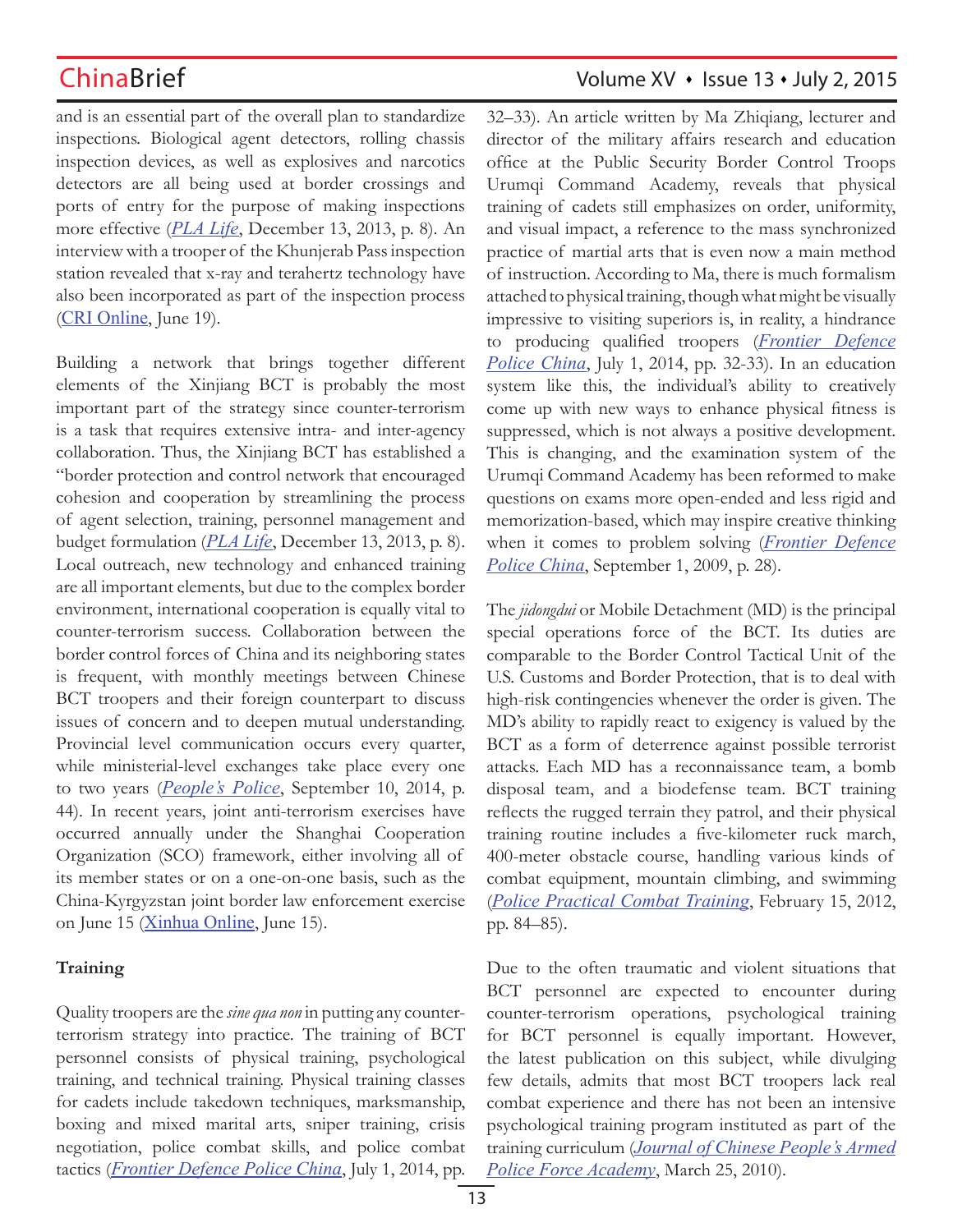and is an essential part of the overall plan to standardize inspections. Biological agent detectors, rolling chassis inspection devices, as well as explosives and narcotics detectors are all being used at border crossings and ports of entry for the purpose of making inspections more effective (*PLA Life*, December 13, 2013, p. 8). An interview with a trooper of the Khunjerab Pass inspection station revealed that x-ray and terahertz technology have also been incorporated as part of the inspection process (CRI Online, June 19).

Building a network that brings together different elements of the Xinjiang BCT is probably the most important part of the strategy since counter-terrorism is a task that requires extensive intra- and inter-agency collaboration. Thus, the Xinjiang BCT has established a "border protection and control network that encouraged cohesion and cooperation by streamlining the process of agent selection, training, personnel management and budget formulation (*PLA Life*, December 13, 2013, p. 8). Local outreach, new technology and enhanced training are all important elements, but due to the complex border environment, international cooperation is equally vital to counter-terrorism success. Collaboration between the border control forces of China and its neighboring states is frequent, with monthly meetings between Chinese BCT troopers and their foreign counterpart to discuss issues of concern and to deepen mutual understanding. Provincial level communication occurs every quarter, while ministerial-level exchanges take place every one to two years (*People's Police*, September 10, 2014, p. 44). In recent years, joint anti-terrorism exercises have occurred annually under the Shanghai Cooperation Organization (SCO) framework, either involving all of its member states or on a one-on-one basis, such as the China-Kyrgyzstan joint border law enforcement exercise on June 15 (Xinhua Online, June 15).

**Training**

Quality troopers are the *sine qua non* in putting any counter-terrorism strategy into practice. The training of BCT personnel consists of physical training, psychological training, and technical training. Physical training classes for cadets include takedown techniques, marksmanship, boxing and mixed marital arts, sniper training, crisis negotiation, police combat skills, and police combat tactics (*Frontier Defence Police China*, July 1, 2014, pp. 32–33). An article written by Ma Zhiqiang, lecturer and director of the military affairs research and education office at the Public Security Border Control Troops Urumqi Command Academy, reveals that physical training of cadets still emphasizes on order, uniformity, and visual impact, a reference to the mass synchronized practice of martial arts that is even now a main method of instruction. According to Ma, there is much formalism attached to physical training, though what might be visually impressive to visiting superiors is, in reality, a hindrance to producing qualified troopers (*Frontier Defence Police China*, July 1, 2014, pp. 32-33). In an education system like this, the individual's ability to creatively come up with new ways to enhance physical fitness is suppressed, which is not always a positive development. This is changing, and the examination system of the Urumqi Command Academy has been reformed to make questions on exams more open-ended and less rigid and memorization-based, which may inspire creative thinking when it comes to problem solving (*Frontier Defence Police China*, September 1, 2009, p. 28).

The *jidongdui* or Mobile Detachment (MD) is the principal special operations force of the BCT. Its duties are comparable to the Border Control Tactical Unit of the U.S. Customs and Border Protection, that is to deal with high-risk contingencies whenever the order is given. The MD's ability to rapidly react to exigency is valued by the BCT as a form of deterrence against possible terrorist attacks. Each MD has a reconnaissance team, a bomb disposal team, and a biodefense team. BCT training reflects the rugged terrain they patrol, and their physical training routine includes a five-kilometer ruck march, 400-meter obstacle course, handling various kinds of combat equipment, mountain climbing, and swimming (*Police Practical Combat Training*, February 15, 2012, pp. 84–85).

Due to the often traumatic and violent situations that BCT personnel are expected to encounter during counter-terrorism operations, psychological training for BCT personnel is equally important. However, the latest publication on this subject, while divulging few details, admits that most BCT troopers lack real combat experience and there has not been an intensive psychological training program instituted as part of the training curriculum (*Journal of Chinese People's Armed Police Force Academy*, March 25, 2010).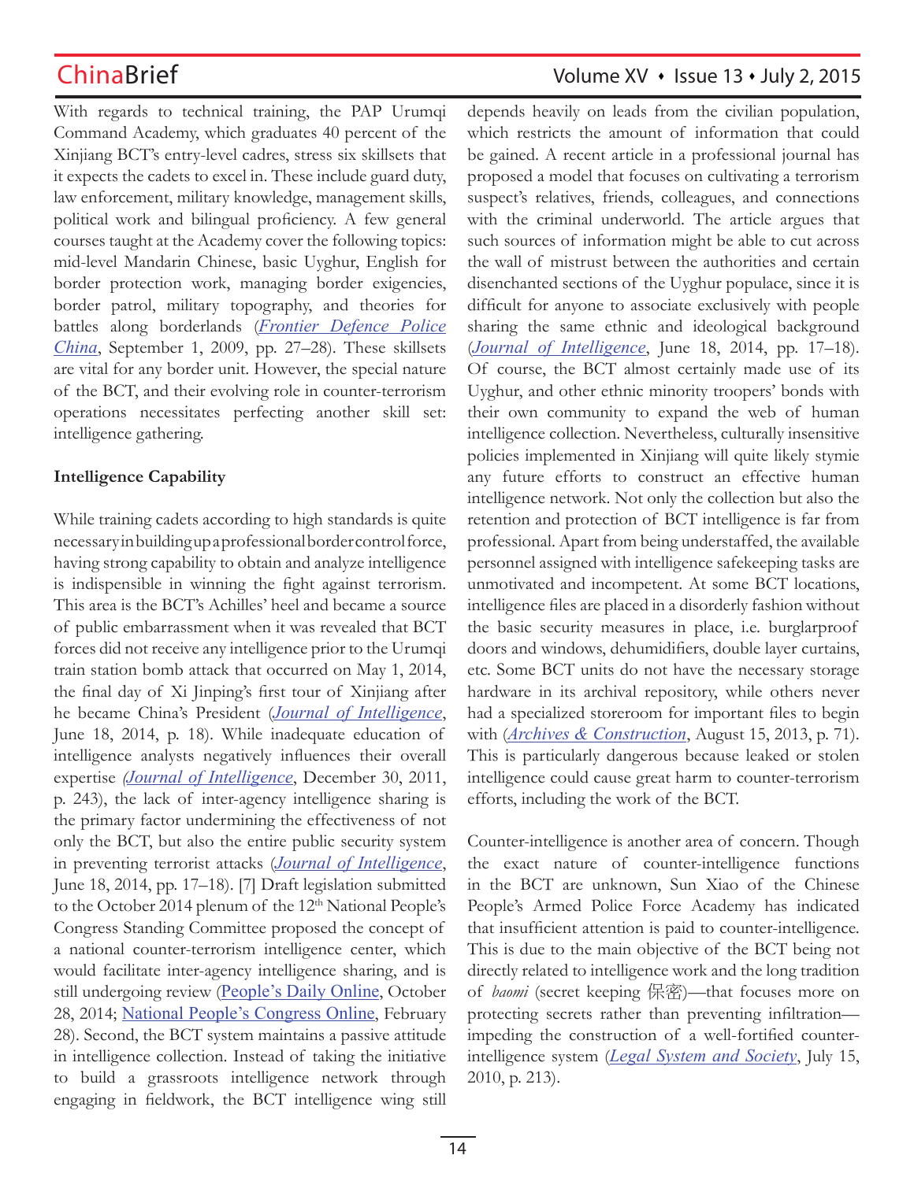With regards to technical training, the PAP Urumqi Command Academy, which graduates 40 percent of the Xinjiang BCT's entry-level cadres, stress six skillsets that it expects the cadets to excel in. These include guard duty, law enforcement, military knowledge, management skills, political work and bilingual proficiency. A few general courses taught at the Academy cover the following topics: mid-level Mandarin Chinese, basic Uyghur, English for border protection work, managing border exigencies, border patrol, military topography, and theories for battles along borderlands (*Frontier Defence Police China*, September 1, 2009, pp. 27–28). These skillsets are vital for any border unit. However, the special nature of the BCT, and their evolving role in counter-terrorism operations necessitates perfecting another skill set: intelligence gathering.

**Intelligence Capability**

While training cadets according to high standards is quite necessary in building up a professional border control force, having strong capability to obtain and analyze intelligence is indispensible in winning the fight against terrorism. This area is the BCT's Achilles' heel and became a source of public embarrassment when it was revealed that BCT forces did not receive any intelligence prior to the Urumqi train station bomb attack that occurred on May 1, 2014, the final day of Xi Jinping's first tour of Xinjiang after he became China's President (*Journal of Intelligence*, June 18, 2014, p. 18). While inadequate education of intelligence analysts negatively influences their overall expertise (*Journal of Intelligence*, December 30, 2011, p. 243), the lack of inter-agency intelligence sharing is the primary factor undermining the effectiveness of not only the BCT, but also the entire public security system in preventing terrorist attacks (*Journal of Intelligence*, June 18, 2014, pp. 17–18). [7] Draft legislation submitted to the October 2014 plenum of the 12th National People's Congress Standing Committee proposed the concept of a national counter-terrorism intelligence center, which would facilitate inter-agency intelligence sharing, and is still undergoing review (People's Daily Online, October 28, 2014; National People's Congress Online, February 28). Second, the BCT system maintains a passive attitude in intelligence collection. Instead of taking the initiative to build a grassroots intelligence network through engaging in fieldwork, the BCT intelligence wing still depends heavily on leads from the civilian population, which restricts the amount of information that could be gained. A recent article in a professional journal has proposed a model that focuses on cultivating a terrorism suspect's relatives, friends, colleagues, and connections with the criminal underworld. The article argues that such sources of information might be able to cut across the wall of mistrust between the authorities and certain disenchanted sections of the Uyghur populace, since it is difficult for anyone to associate exclusively with people sharing the same ethnic and ideological background (*Journal of Intelligence*, June 18, 2014, pp. 17–18). Of course, the BCT almost certainly made use of its Uyghur, and other ethnic minority troopers' bonds with their own community to expand the web of human intelligence collection. Nevertheless, culturally insensitive policies implemented in Xinjiang will quite likely stymie any future efforts to construct an effective human intelligence network. Not only the collection but also the retention and protection of BCT intelligence is far from professional. Apart from being understaffed, the available personnel assigned with intelligence safekeeping tasks are unmotivated and incompetent. At some BCT locations, intelligence files are placed in a disorderly fashion without the basic security measures in place, i.e. burglarproof doors and windows, dehumidifiers, double layer curtains, etc. Some BCT units do not have the necessary storage hardware in its archival repository, while others never had a specialized storeroom for important files to begin with (*Archives & Construction*, August 15, 2013, p. 71). This is particularly dangerous because leaked or stolen intelligence could cause great harm to counter-terrorism efforts, including the work of the BCT.

Counter-intelligence is another area of concern. Though the exact nature of counter-intelligence functions in the BCT are unknown, Sun Xiao of the Chinese People's Armed Police Force Academy has indicated that insufficient attention is paid to counter-intelligence. This is due to the main objective of the BCT being not directly related to intelligence work and the long tradition of *baomi* (secret keeping 保密)—that focuses more on protecting secrets rather than preventing infiltration—impeding the construction of a well-fortified counter-intelligence system (*Legal System and Society*, July 15, 2010, p. 213).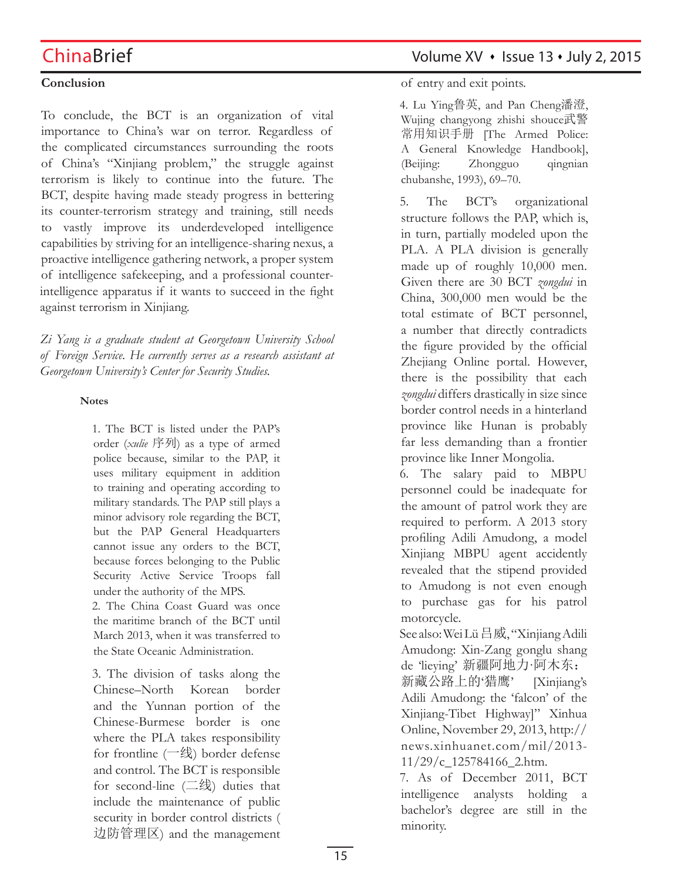### Conclusion

To conclude, the BCT is an organization of vital importance to China's war on terror. Regardless of the complicated circumstances surrounding the roots of China's "Xinjiang problem," the struggle against terrorism is likely to continue into the future. The BCT, despite having made steady progress in bettering its counter-terrorism strategy and training, still needs to vastly improve its underdeveloped intelligence capabilities by striving for an intelligence-sharing nexus, a proactive intelligence gathering network, a proper system of intelligence safekeeping, and a professional counter-intelligence apparatus if it wants to succeed in the fight against terrorism in Xinjiang.

*Zi Yang is a graduate student at Georgetown University School of Foreign Service. He currently serves as a research assistant at Georgetown University's Center for Security Studies.*

#### Notes

1. The BCT is listed under the PAP's order (*xulie* 序列) as a type of armed police because, similar to the PAP, it uses military equipment in addition to training and operating according to military standards. The PAP still plays a minor advisory role regarding the BCT, but the PAP General Headquarters cannot issue any orders to the BCT, because forces belonging to the Public Security Active Service Troops fall under the authority of the MPS.
2. The China Coast Guard was once the maritime branch of the BCT until March 2013, when it was transferred to the State Oceanic Administration.
3. The division of tasks along the Chinese–North Korean border and the Yunnan portion of the Chinese-Burmese border is one where the PLA takes responsibility for frontline (一线) border defense and control. The BCT is responsible for second-line (二线) duties that include the maintenance of public security in border control districts (边防管理区) and the management of entry and exit points.
4. Lu Ying鲁英, and Pan Cheng潘澄, Wujing changyong zhishi shouce武警常用知识手册 [The Armed Police: A General Knowledge Handbook], (Beijing: Zhongguo qingnian chubanshe, 1993), 69–70.
5. The BCT's organizational structure follows the PAP, which is, in turn, partially modeled upon the PLA. A PLA division is generally made up of roughly 10,000 men. Given there are 30 BCT *zongdui* in China, 300,000 men would be the total estimate of BCT personnel, a number that directly contradicts the figure provided by the official Zhejiang Online portal. However, there is the possibility that each *zongdui* differs drastically in size since border control needs in a hinterland province like Hunan is probably far less demanding than a frontier province like Inner Mongolia.
6. The salary paid to MBPU personnel could be inadequate for the amount of patrol work they are required to perform. A 2013 story profiling Adili Amudong, a model Xinjiang MBPU agent accidently revealed that the stipend provided to Amudong is not even enough to purchase gas for his patrol motorcycle.
See also: Wei Lü 吕威, "Xinjiang Adili Amudong: Xin-Zang gonglu shang de 'lieying' 新疆阿地力·阿木东：新藏公路上的'猎鹰' [Xinjiang's Adili Amudong: the 'falcon' of the Xinjiang-Tibet Highway]" Xinhua Online, November 29, 2013, http://news.xinhuanet.com/mil/2013-11/29/c_125784166_2.htm.
7. As of December 2011, BCT intelligence analysts holding a bachelor's degree are still in the minority.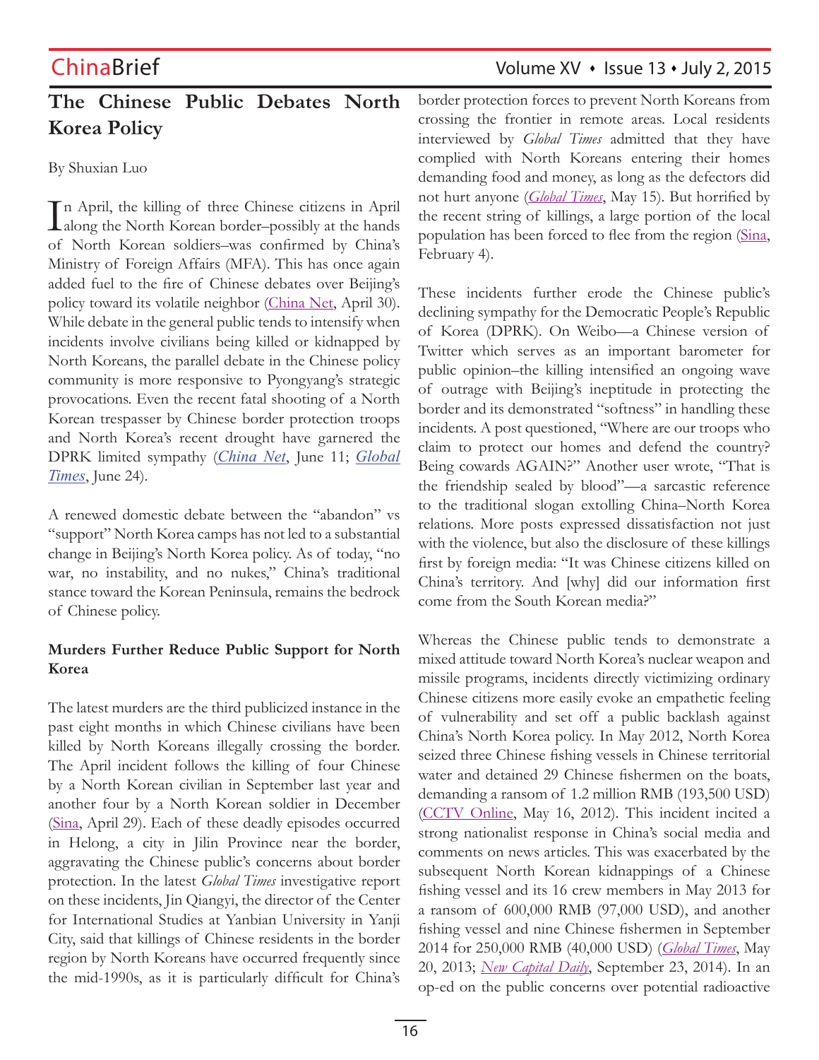# The Chinese Public Debates North Korea Policy

By Shuxian Luo

In April, the killing of three Chinese citizens in April along the North Korean border–possibly at the hands of North Korean soldiers–was confirmed by China's Ministry of Foreign Affairs (MFA). This has once again added fuel to the fire of Chinese debates over Beijing's policy toward its volatile neighbor (China Net, April 30). While debate in the general public tends to intensify when incidents involve civilians being killed or kidnapped by North Koreans, the parallel debate in the Chinese policy community is more responsive to Pyongyang's strategic provocations. Even the recent fatal shooting of a North Korean trespasser by Chinese border protection troops and North Korea's recent drought have garnered the DPRK limited sympathy (*China Net*, June 11; *Global Times*, June 24).

A renewed domestic debate between the "abandon" vs "support" North Korea camps has not led to a substantial change in Beijing's North Korea policy. As of today, "no war, no instability, and no nukes," China's traditional stance toward the Korean Peninsula, remains the bedrock of Chinese policy.

## Murders Further Reduce Public Support for North Korea

The latest murders are the third publicized instance in the past eight months in which Chinese civilians have been killed by North Koreans illegally crossing the border. The April incident follows the killing of four Chinese by a North Korean civilian in September last year and another four by a North Korean soldier in December (Sina, April 29). Each of these deadly episodes occurred in Helong, a city in Jilin Province near the border, aggravating the Chinese public's concerns about border protection. In the latest *Global Times* investigative report on these incidents, Jin Qiangyi, the director of the Center for International Studies at Yanbian University in Yanji City, said that killings of Chinese residents in the border region by North Koreans have occurred frequently since the mid-1990s, as it is particularly difficult for China's border protection forces to prevent North Koreans from crossing the frontier in remote areas. Local residents interviewed by *Global Times* admitted that they have complied with North Koreans entering their homes demanding food and money, as long as the defectors did not hurt anyone (*Global Times*, May 15). But horrified by the recent string of killings, a large portion of the local population has been forced to flee from the region (Sina, February 4).

These incidents further erode the Chinese public's declining sympathy for the Democratic People's Republic of Korea (DPRK). On Weibo—a Chinese version of Twitter which serves as an important barometer for public opinion–the killing intensified an ongoing wave of outrage with Beijing's ineptitude in protecting the border and its demonstrated "softness" in handling these incidents. A post questioned, "Where are our troops who claim to protect our homes and defend the country? Being cowards AGAIN?" Another user wrote, "That is the friendship sealed by blood"—a sarcastic reference to the traditional slogan extolling China–North Korea relations. More posts expressed dissatisfaction not just with the violence, but also the disclosure of these killings first by foreign media: "It was Chinese citizens killed on China's territory. And [why] did our information first come from the South Korean media?"

Whereas the Chinese public tends to demonstrate a mixed attitude toward North Korea's nuclear weapon and missile programs, incidents directly victimizing ordinary Chinese citizens more easily evoke an empathetic feeling of vulnerability and set off a public backlash against China's North Korea policy. In May 2012, North Korea seized three Chinese fishing vessels in Chinese territorial water and detained 29 Chinese fishermen on the boats, demanding a ransom of 1.2 million RMB (193,500 USD) (CCTV Online, May 16, 2012). This incident incited a strong nationalist response in China's social media and comments on news articles. This was exacerbated by the subsequent North Korean kidnappings of a Chinese fishing vessel and its 16 crew members in May 2013 for a ransom of 600,000 RMB (97,000 USD), and another fishing vessel and nine Chinese fishermen in September 2014 for 250,000 RMB (40,000 USD) (*Global Times*, May 20, 2013; *New Capital Daily*, September 23, 2014). In an op-ed on the public concerns over potential radioactive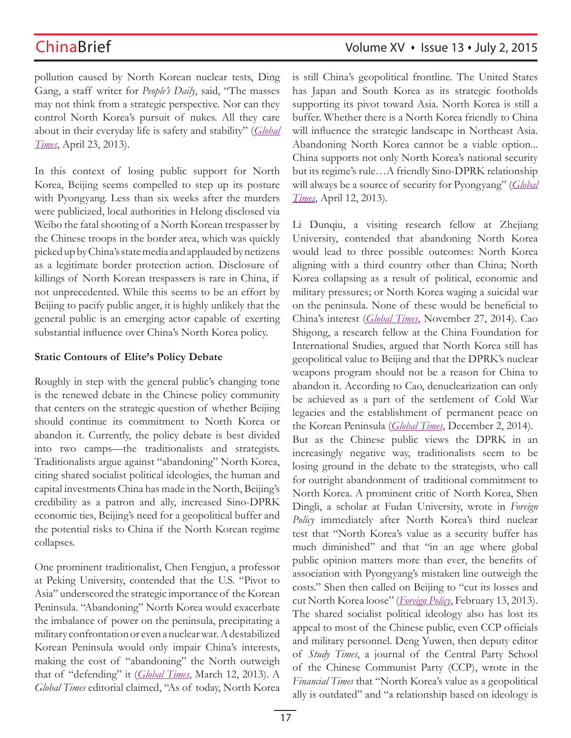pollution caused by North Korean nuclear tests, Ding Gang, a staff writer for *People's Daily*, said, "The masses may not think from a strategic perspective. Nor can they control North Korea's pursuit of nukes. All they care about in their everyday life is safety and stability" (*Global Times*, April 23, 2013).

In this context of losing public support for North Korea, Beijing seems compelled to step up its posture with Pyongyang. Less than six weeks after the murders were publicized, local authorities in Helong disclosed via Weibo the fatal shooting of a North Korean trespasser by the Chinese troops in the border area, which was quickly picked up by China's state media and applauded by netizens as a legitimate border protection action. Disclosure of killings of North Korean trespassers is rare in China, if not unprecedented. While this seems to be an effort by Beijing to pacify public anger, it is highly unlikely that the general public is an emerging actor capable of exerting substantial influence over China's North Korea policy.

**Static Contours of Elite's Policy Debate**

Roughly in step with the general public's changing tone is the renewed debate in the Chinese policy community that centers on the strategic question of whether Beijing should continue its commitment to North Korea or abandon it. Currently, the policy debate is best divided into two camps—the traditionalists and strategists. Traditionalists argue against "abandoning" North Korea, citing shared socialist political ideologies, the human and capital investments China has made in the North, Beijing's credibility as a patron and ally, increased Sino-DPRK economic ties, Beijing's need for a geopolitical buffer and the potential risks to China if the North Korean regime collapses.

One prominent traditionalist, Chen Fengjun, a professor at Peking University, contended that the U.S. "Pivot to Asia" underscored the strategic importance of the Korean Peninsula. "Abandoning" North Korea would exacerbate the imbalance of power on the peninsula, precipitating a military confrontation or even a nuclear war. A destabilized Korean Peninsula would only impair China's interests, making the cost of "abandoning" the North outweigh that of "defending" it (*Global Times*, March 12, 2013). A *Global Times* editorial claimed, "As of today, North Korea is still China's geopolitical frontline. The United States has Japan and South Korea as its strategic footholds supporting its pivot toward Asia. North Korea is still a buffer. Whether there is a North Korea friendly to China will influence the strategic landscape in Northeast Asia. Abandoning North Korea cannot be a viable option... China supports not only North Korea's national security but its regime's rule…A friendly Sino-DPRK relationship will always be a source of security for Pyongyang" (*Global Times*, April 12, 2013).

Li Dunqiu, a visiting research fellow at Zhejiang University, contended that abandoning North Korea would lead to three possible outcomes: North Korea aligning with a third country other than China; North Korea collapsing as a result of political, economic and military pressures; or North Korea waging a suicidal war on the peninsula. None of these would be beneficial to China's interest (*Global Times*, November 27, 2014). Cao Shigong, a research fellow at the China Foundation for International Studies, argued that North Korea still has geopolitical value to Beijing and that the DPRK's nuclear weapons program should not be a reason for China to abandon it. According to Cao, denuclearization can only be achieved as a part of the settlement of Cold War legacies and the establishment of permanent peace on the Korean Peninsula (*Global Times*, December 2, 2014).

But as the Chinese public views the DPRK in an increasingly negative way, traditionalists seem to be losing ground in the debate to the strategists, who call for outright abandonment of traditional commitment to North Korea. A prominent critic of North Korea, Shen Dingli, a scholar at Fudan University, wrote in *Foreign Policy* immediately after North Korea's third nuclear test that "North Korea's value as a security buffer has much diminished" and that "in an age where global public opinion matters more than ever, the benefits of association with Pyongyang's mistaken line outweigh the costs." Shen then called on Beijing to "cut its losses and cut North Korea loose" (*Foreign Policy*, February 13, 2013). The shared socialist political ideology also has lost its appeal to most of the Chinese public, even CCP officials and military personnel. Deng Yuwen, then deputy editor of *Study Times*, a journal of the Central Party School of the Chinese Communist Party (CCP), wrote in the *Financial Times* that "North Korea's value as a geopolitical ally is outdated" and "a relationship based on ideology is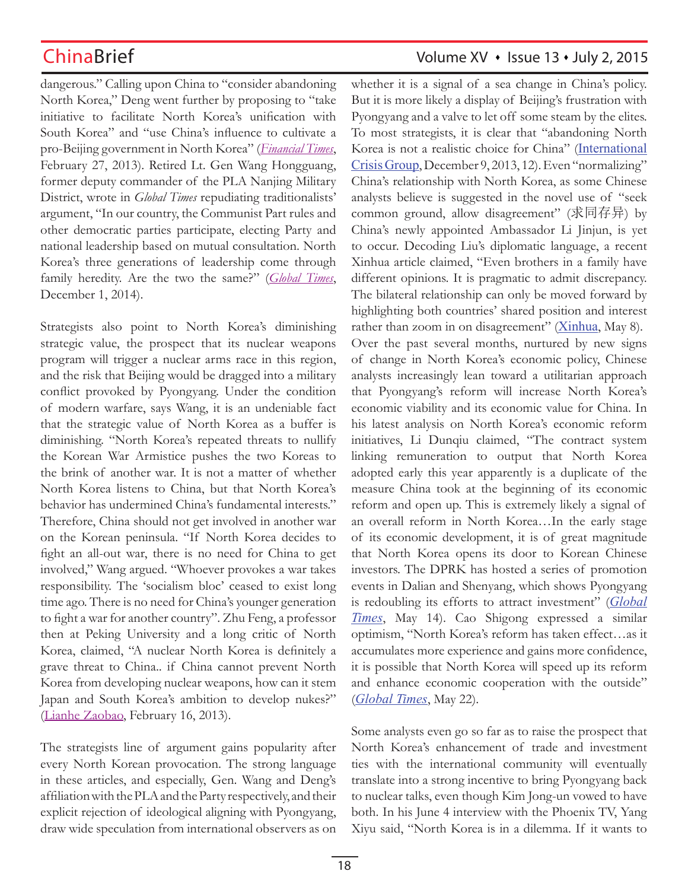dangerous." Calling upon China to "consider abandoning North Korea," Deng went further by proposing to "take initiative to facilitate North Korea's unification with South Korea" and "use China's influence to cultivate a pro-Beijing government in North Korea" (*Financial Times*, February 27, 2013). Retired Lt. Gen Wang Hongguang, former deputy commander of the PLA Nanjing Military District, wrote in *Global Times* repudiating traditionalists' argument, "In our country, the Communist Part rules and other democratic parties participate, electing Party and national leadership based on mutual consultation. North Korea's three generations of leadership come through family heredity. Are the two the same?" (*Global Times*, December 1, 2014).

Strategists also point to North Korea's diminishing strategic value, the prospect that its nuclear weapons program will trigger a nuclear arms race in this region, and the risk that Beijing would be dragged into a military conflict provoked by Pyongyang. Under the condition of modern warfare, says Wang, it is an undeniable fact that the strategic value of North Korea as a buffer is diminishing. "North Korea's repeated threats to nullify the Korean War Armistice pushes the two Koreas to the brink of another war. It is not a matter of whether North Korea listens to China, but that North Korea's behavior has undermined China's fundamental interests." Therefore, China should not get involved in another war on the Korean peninsula. "If North Korea decides to fight an all-out war, there is no need for China to get involved," Wang argued. "Whoever provokes a war takes responsibility. The 'socialism bloc' ceased to exist long time ago. There is no need for China's younger generation to fight a war for another country". Zhu Feng, a professor then at Peking University and a long critic of North Korea, claimed, "A nuclear North Korea is definitely a grave threat to China.. if China cannot prevent North Korea from developing nuclear weapons, how can it stem Japan and South Korea's ambition to develop nukes?" (Lianhe Zaobao, February 16, 2013).

The strategists line of argument gains popularity after every North Korean provocation. The strong language in these articles, and especially, Gen. Wang and Deng's affiliation with the PLA and the Party respectively, and their explicit rejection of ideological aligning with Pyongyang, draw wide speculation from international observers as on whether it is a signal of a sea change in China's policy. But it is more likely a display of Beijing's frustration with Pyongyang and a valve to let off some steam by the elites. To most strategists, it is clear that "abandoning North Korea is not a realistic choice for China" (International Crisis Group, December 9, 2013, 12). Even "normalizing" China's relationship with North Korea, as some Chinese analysts believe is suggested in the novel use of "seek common ground, allow disagreement" (求同存异) by China's newly appointed Ambassador Li Jinjun, is yet to occur. Decoding Liu's diplomatic language, a recent Xinhua article claimed, "Even brothers in a family have different opinions. It is pragmatic to admit discrepancy. The bilateral relationship can only be moved forward by highlighting both countries' shared position and interest rather than zoom in on disagreement" (Xinhua, May 8). Over the past several months, nurtured by new signs of change in North Korea's economic policy, Chinese analysts increasingly lean toward a utilitarian approach that Pyongyang's reform will increase North Korea's economic viability and its economic value for China. In his latest analysis on North Korea's economic reform initiatives, Li Dunqiu claimed, "The contract system linking remuneration to output that North Korea adopted early this year apparently is a duplicate of the measure China took at the beginning of its economic reform and open up. This is extremely likely a signal of an overall reform in North Korea…In the early stage of its economic development, it is of great magnitude that North Korea opens its door to Korean Chinese investors. The DPRK has hosted a series of promotion events in Dalian and Shenyang, which shows Pyongyang is redoubling its efforts to attract investment" (*Global Times*, May 14). Cao Shigong expressed a similar optimism, "North Korea's reform has taken effect…as it accumulates more experience and gains more confidence, it is possible that North Korea will speed up its reform and enhance economic cooperation with the outside" (*Global Times*, May 22).

Some analysts even go so far as to raise the prospect that North Korea's enhancement of trade and investment ties with the international community will eventually translate into a strong incentive to bring Pyongyang back to nuclear talks, even though Kim Jong-un vowed to have both. In his June 4 interview with the Phoenix TV, Yang Xiyu said, "North Korea is in a dilemma. If it wants to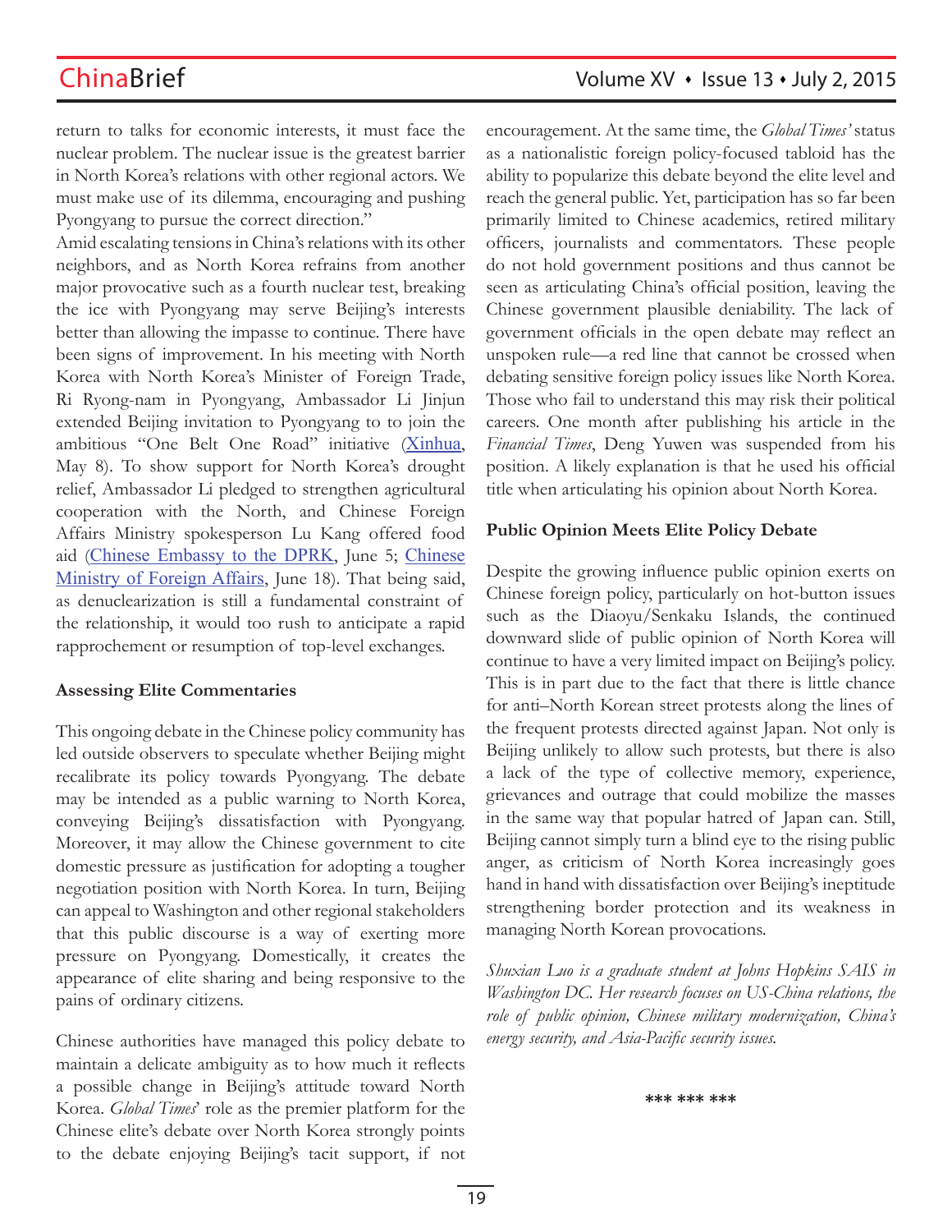return to talks for economic interests, it must face the nuclear problem. The nuclear issue is the greatest barrier in North Korea's relations with other regional actors. We must make use of its dilemma, encouraging and pushing Pyongyang to pursue the correct direction."

Amid escalating tensions in China's relations with its other neighbors, and as North Korea refrains from another major provocative such as a fourth nuclear test, breaking the ice with Pyongyang may serve Beijing's interests better than allowing the impasse to continue. There have been signs of improvement. In his meeting with North Korea with North Korea's Minister of Foreign Trade, Ri Ryong-nam in Pyongyang, Ambassador Li Jinjun extended Beijing invitation to Pyongyang to to join the ambitious "One Belt One Road" initiative (Xinhua, May 8). To show support for North Korea's drought relief, Ambassador Li pledged to strengthen agricultural cooperation with the North, and Chinese Foreign Affairs Ministry spokesperson Lu Kang offered food aid (Chinese Embassy to the DPRK, June 5; Chinese Ministry of Foreign Affairs, June 18). That being said, as denuclearization is still a fundamental constraint of the relationship, it would too rush to anticipate a rapid rapprochement or resumption of top-level exchanges.

**Assessing Elite Commentaries**

This ongoing debate in the Chinese policy community has led outside observers to speculate whether Beijing might recalibrate its policy towards Pyongyang. The debate may be intended as a public warning to North Korea, conveying Beijing's dissatisfaction with Pyongyang. Moreover, it may allow the Chinese government to cite domestic pressure as justification for adopting a tougher negotiation position with North Korea. In turn, Beijing can appeal to Washington and other regional stakeholders that this public discourse is a way of exerting more pressure on Pyongyang. Domestically, it creates the appearance of elite sharing and being responsive to the pains of ordinary citizens.

Chinese authorities have managed this policy debate to maintain a delicate ambiguity as to how much it reflects a possible change in Beijing's attitude toward North Korea. *Global Times*' role as the premier platform for the Chinese elite's debate over North Korea strongly points to the debate enjoying Beijing's tacit support, if not encouragement. At the same time, the *Global Times'* status as a nationalistic foreign policy-focused tabloid has the ability to popularize this debate beyond the elite level and reach the general public. Yet, participation has so far been primarily limited to Chinese academics, retired military officers, journalists and commentators. These people do not hold government positions and thus cannot be seen as articulating China's official position, leaving the Chinese government plausible deniability. The lack of government officials in the open debate may reflect an unspoken rule—a red line that cannot be crossed when debating sensitive foreign policy issues like North Korea. Those who fail to understand this may risk their political careers. One month after publishing his article in the *Financial Times*, Deng Yuwen was suspended from his position. A likely explanation is that he used his official title when articulating his opinion about North Korea.

**Public Opinion Meets Elite Policy Debate**

Despite the growing influence public opinion exerts on Chinese foreign policy, particularly on hot-button issues such as the Diaoyu/Senkaku Islands, the continued downward slide of public opinion of North Korea will continue to have a very limited impact on Beijing's policy. This is in part due to the fact that there is little chance for anti–North Korean street protests along the lines of the frequent protests directed against Japan. Not only is Beijing unlikely to allow such protests, but there is also a lack of the type of collective memory, experience, grievances and outrage that could mobilize the masses in the same way that popular hatred of Japan can. Still, Beijing cannot simply turn a blind eye to the rising public anger, as criticism of North Korea increasingly goes hand in hand with dissatisfaction over Beijing's ineptitude strengthening border protection and its weakness in managing North Korean provocations.

*Shuxian Luo is a graduate student at Johns Hopkins SAIS in Washington DC. Her research focuses on US-China relations, the role of public opinion, Chinese military modernization, China's energy security, and Asia-Pacific security issues.*

*** *** ***